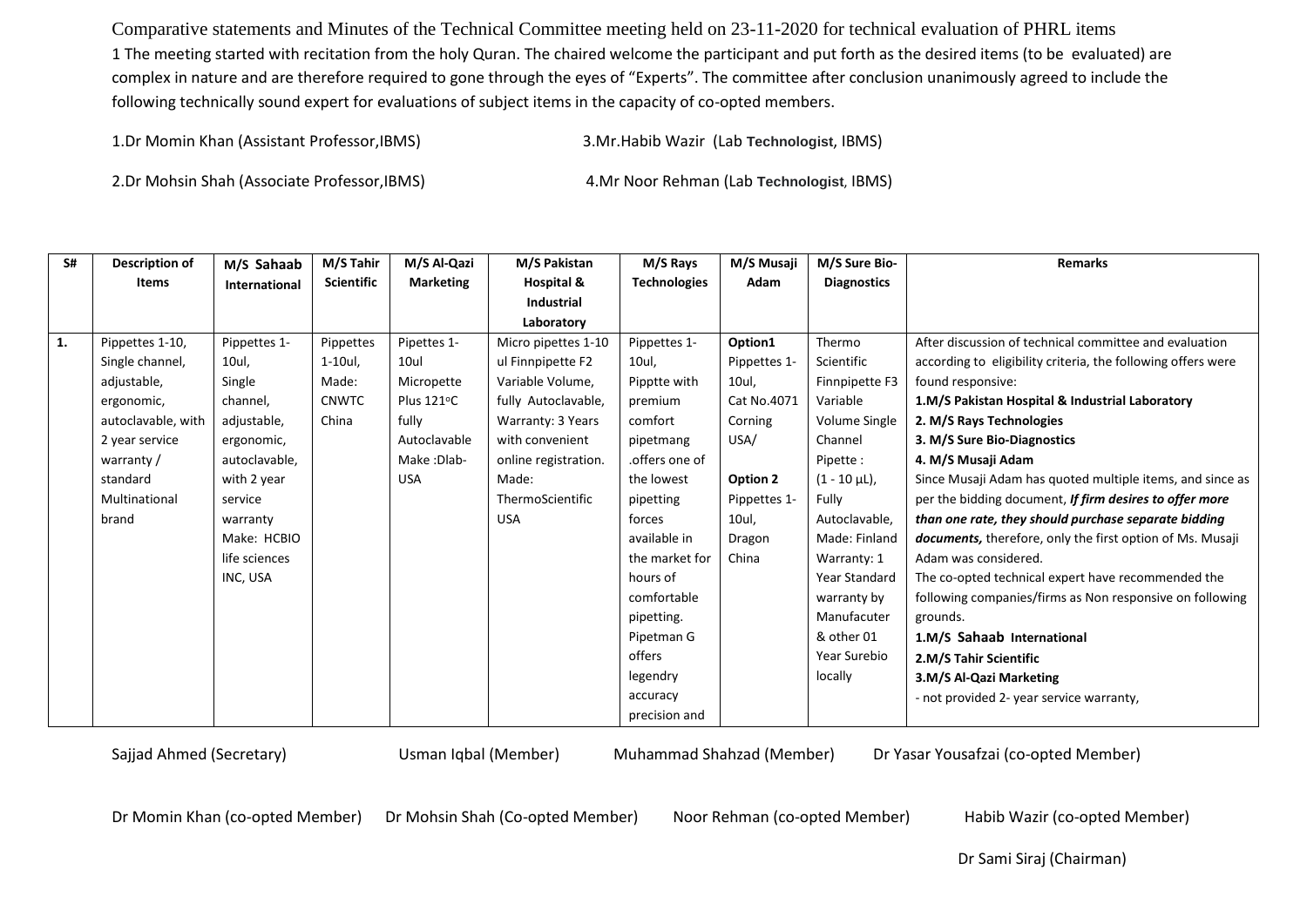Comparative statements and Minutes of the Technical Committee meeting held on 23-11-2020 for technical evaluation of PHRL items

1 The meeting started with recitation from the holy Quran. The chaired welcome the participant and put forth as the desired items (to be evaluated) are complex in nature and are therefore required to gone through the eyes of "Experts". The committee after conclusion unanimously agreed to include the following technically sound expert for evaluations of subject items in the capacity of co-opted members.

1.Dr Momin Khan (Assistant Professor,IBMS)

2.Dr Mohsin Shah (Associate Professor,IBMS)

3.Mr.Habib Wazir (Lab Technologist, IBMS)

4.Mr Noor Rehman (Lab Technologist, IBMS)

| S# | Description of Items | M/S Sahaab International | M/S Tahir Scientific | M/S Al-Qazi Marketing | M/S Pakistan Hospital & Industrial Laboratory | M/S Rays Technologies | M/S Musaji Adam | M/S Sure Bio-Diagnostics | Remarks |
|---|---|---|---|---|---|---|---|---|---|
| 1. | Pippettes 1-10, Single channel, adjustable, ergonomic, autoclavable, with 2 year service warranty / standard Multinational brand | Pippettes 1-10ul, Single channel, adjustable, ergonomic, autoclavable, with 2 year service warranty Make: HCBIO life sciences INC, USA | Pippettes 1-10ul, Made: CNWTC China | Pipettes 1-10ul Micropette Plus 121°C fully Autoclavable Make :Dlab-USA | Micro pipettes 1-10 ul Finnpippette F2 Variable Volume, fully Autoclavable, Warranty: 3 Years with convenient online registration. Made: ThermoScientific USA | Pippettes 1-10ul, Pipptte with premium comfort pipetmang .offers one of the lowest pipetting forces available in the market for hours of comfortable pipetting. Pipetman G offers legendry accuracy precision and | **Option1** Pippettes 1-10ul, Cat No.4071 Corning USA/ **Option 2** Pippettes 1-10ul, Dragon China | Thermo Scientific Finnpipette F3 Variable Volume Single Channel Pipette : (1 - 10 µL), Fully Autoclavable, Made: Finland Warranty: 1 Year Standard warranty by Manufacuter & other 01 Year Surebio locally | After discussion of technical committee and evaluation according to eligibility criteria, the following offers were found responsive: **1.M/S Pakistan Hospital & Industrial Laboratory** **2. M/S Rays Technologies** **3. M/S Sure Bio-Diagnostics** **4. M/S Musaji Adam** Since Musaji Adam has quoted multiple items, and since as per the bidding document, ***If firm desires to offer more than one rate, they should purchase separate bidding documents,*** therefore, only the first option of Ms. Musaji Adam was considered. The co-opted technical expert have recommended the following companies/firms as Non responsive on following grounds. **1.M/S Sahaab International** **2.M/S Tahir Scientific** **3.M/S Al-Qazi Marketing** - not provided 2- year service warranty, |

Sajjad Ahmed (Secretary) Usman Iqbal (Member) Muhammad Shahzad (Member) Dr Yasar Yousafzai (co-opted Member)

Dr Momin Khan (co-opted Member) Dr Mohsin Shah (Co-opted Member) Noor Rehman (co-opted Member) Habib Wazir (co-opted Member)

Dr Sami Siraj (Chairman)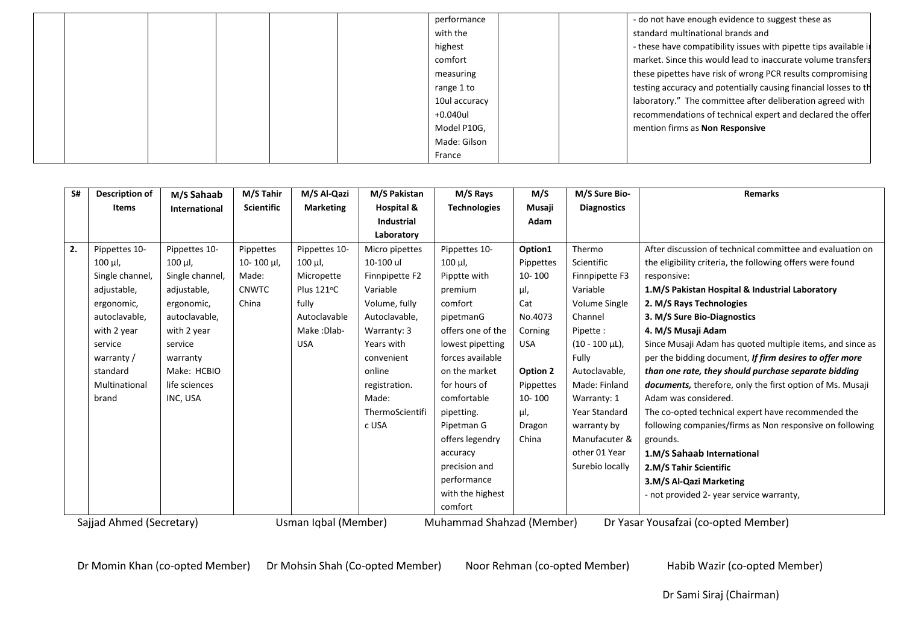| | | | | | | | | | |
|---|---|---|---|---|---|---|---|---|---|
| | | | | | | performance with the highest comfort measuring range 1 to 10ul accuracy +0.040ul Model P10G, Made: Gilson France | | | - do not have enough evidence to suggest these as standard multinational brands and<br>- these have compatibility issues with pipette tips available in market. Since this would lead to inaccurate volume transfers these pipettes have risk of wrong PCR results compromising testing accuracy and potentially causing financial losses to the laboratory." The committee after deliberation agreed with recommendations of technical expert and declared the offer mention firms as **Non Responsive** |

| S# | Description of Items | M/S Sahaab International | M/S Tahir Scientific | M/S Al-Qazi Marketing | M/S Pakistan Hospital & Industrial Laboratory | M/S Rays Technologies | M/S Musaji Adam | M/S Sure Bio-Diagnostics | Remarks |
|---|---|---|---|---|---|---|---|---|---|
| **2.** | Pippettes 10-100 µl, Single channel, adjustable, ergonomic, autoclavable, with 2 year service warranty / standard Multinational brand | Pippettes 10-100 µl, Single channel, adjustable, ergonomic, autoclavable, with 2 year service warranty Make: HCBIO life sciences INC, USA | Pippettes 10- 100 µl, Made: CNWTC China | Pippettes 10-100 µl, Micropette Plus 121°C fully Autoclavable Make :Dlab-USA | Micro pipettes 10-100 ul Finnpipette F2 Variable Volume, fully Autoclavable, Warranty: 3 Years with convenient online registration. Made: ThermoScientific USA | Pippettes 10-100 µl, Pipptte with premium comfort pipetmanG offers one of the lowest pipetting forces available on the market for hours of comfortable pipetting. Pipetman G offers legendry accuracy precision and performance with the highest comfort | **Option1** Pippettes 10- 100 µl, Cat No.4073 Corning USA<br><br>**Option 2** Pippettes 10- 100 µl, Dragon China | Thermo Scientific Finnpipette F3 Variable Volume Single Channel Pipette : (10 - 100 µL), Fully Autoclavable, Made: Finland Warranty: 1 Year Standard warranty by Manufacuter & other 01 Year Surebio locally | After discussion of technical committee and evaluation on the eligibility criteria, the following offers were found responsive:<br>**1.M/S Pakistan Hospital & Industrial Laboratory**<br>**2. M/S Rays Technologies**<br>**3. M/S Sure Bio-Diagnostics**<br>**4. M/S Musaji Adam**<br>Since Musaji Adam has quoted multiple items, and since as per the bidding document, ***If firm desires to offer more than one rate, they should purchase separate bidding documents,*** therefore, only the first option of Ms. Musaji Adam was considered.<br>The co-opted technical expert have recommended the following companies/firms as Non responsive on following grounds.<br>**1.M/S Sahaab International**<br>**2.M/S Tahir Scientific**<br>**3.M/S Al-Qazi Marketing**<br>- not provided 2- year service warranty, |

Sajjad Ahmed (Secretary) Usman Iqbal (Member) Muhammad Shahzad (Member) Dr Yasar Yousafzai (co-opted Member)

Dr Momin Khan (co-opted Member) Dr Mohsin Shah (Co-opted Member) Noor Rehman (co-opted Member) Habib Wazir (co-opted Member)

Dr Sami Siraj (Chairman)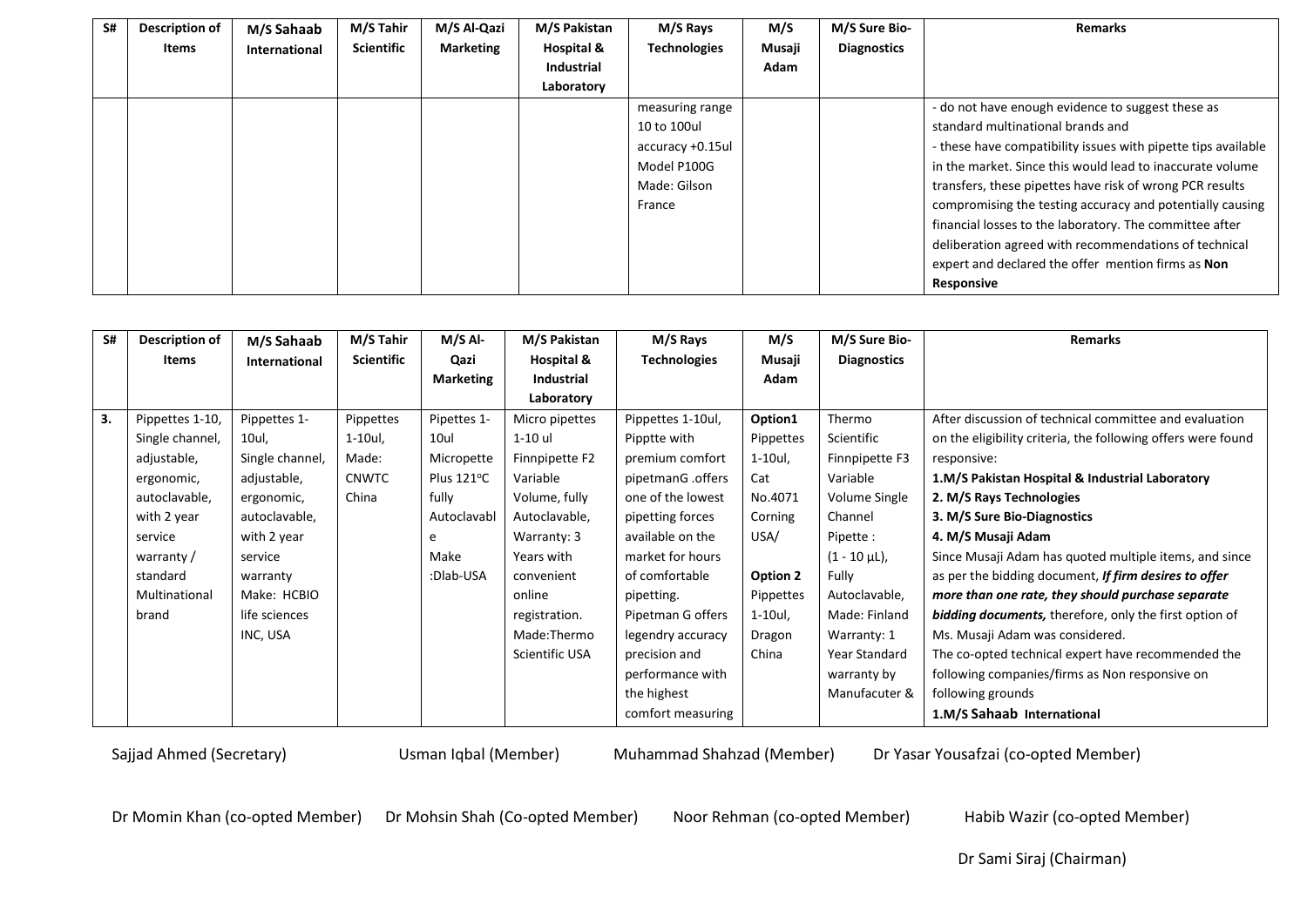| S# | Description of Items | M/S Sahaab International | M/S Tahir Scientific | M/S Al-Qazi Marketing | M/S Pakistan Hospital & Industrial Laboratory | M/S Rays Technologies | M/S Musaji Adam | M/S Sure Bio-Diagnostics | Remarks |
|---|---|---|---|---|---|---|---|---|---|
| | | | | | | measuring range 10 to 100ul accuracy +0.15ul Model P100G Made: Gilson France | | | - do not have enough evidence to suggest these as standard multinational brands and<br>- these have compatibility issues with pipette tips available in the market. Since this would lead to inaccurate volume transfers, these pipettes have risk of wrong PCR results compromising the testing accuracy and potentially causing financial losses to the laboratory. The committee after deliberation agreed with recommendations of technical expert and declared the offer mention firms as **Non Responsive** |

| S# | Description of Items | M/S Sahaab International | M/S Tahir Scientific | M/S Al-Qazi Marketing | M/S Pakistan Hospital & Industrial Laboratory | M/S Rays Technologies | M/S Musaji Adam | M/S Sure Bio-Diagnostics | Remarks |
|---|---|---|---|---|---|---|---|---|---|
| **3.** | Pippettes 1-10, Single channel, adjustable, ergonomic, autoclavable, with 2 year service warranty / standard Multinational brand | Pippettes 1-10ul, Single channel, adjustable, ergonomic, autoclavable, with 2 year service warranty Make: HCBIO life sciences INC, USA | Pippettes 1-10ul, Made: CNWTC China | Pipettes 1-10ul Micropette Plus 121°C fully Autoclavable Make :Dlab-USA | Micro pipettes 1-10 ul Finnpipette F2 Variable Volume, fully Autoclavable, Warranty: 3 Years with convenient online registration. Made:Thermo Scientific USA | Pippettes 1-10ul, Pipptte with premium comfort pipetmanG .offers one of the lowest pipetting forces available on the market for hours of comfortable pipetting. Pipetman G offers legendry accuracy precision and performance with the highest comfort measuring | **Option1** Pippettes 1-10ul, Cat No.4071 Corning USA/<br><br>**Option 2** Pippettes 1-10ul, Dragon China | Thermo Scientific Finnpipette F3 Variable Volume Single Channel Pipette : (1 - 10 µL), Fully Autoclavable, Made: Finland Warranty: 1 Year Standard warranty by Manufacuter & | After discussion of technical committee and evaluation on the eligibility criteria, the following offers were found responsive:<br>**1.M/S Pakistan Hospital & Industrial Laboratory**<br>**2. M/S Rays Technologies**<br>**3. M/S Sure Bio-Diagnostics**<br>**4. M/S Musaji Adam**<br>Since Musaji Adam has quoted multiple items, and since as per the bidding document, ***If firm desires to offer more than one rate, they should purchase separate bidding documents,*** therefore, only the first option of Ms. Musaji Adam was considered.<br>The co-opted technical expert have recommended the following companies/firms as Non responsive on following grounds<br>**1.M/S Sahaab International** |

Sajjad Ahmed (Secretary) Usman Iqbal (Member) Muhammad Shahzad (Member) Dr Yasar Yousafzai (co-opted Member)

Dr Momin Khan (co-opted Member) Dr Mohsin Shah (Co-opted Member) Noor Rehman (co-opted Member) Habib Wazir (co-opted Member)

Dr Sami Siraj (Chairman)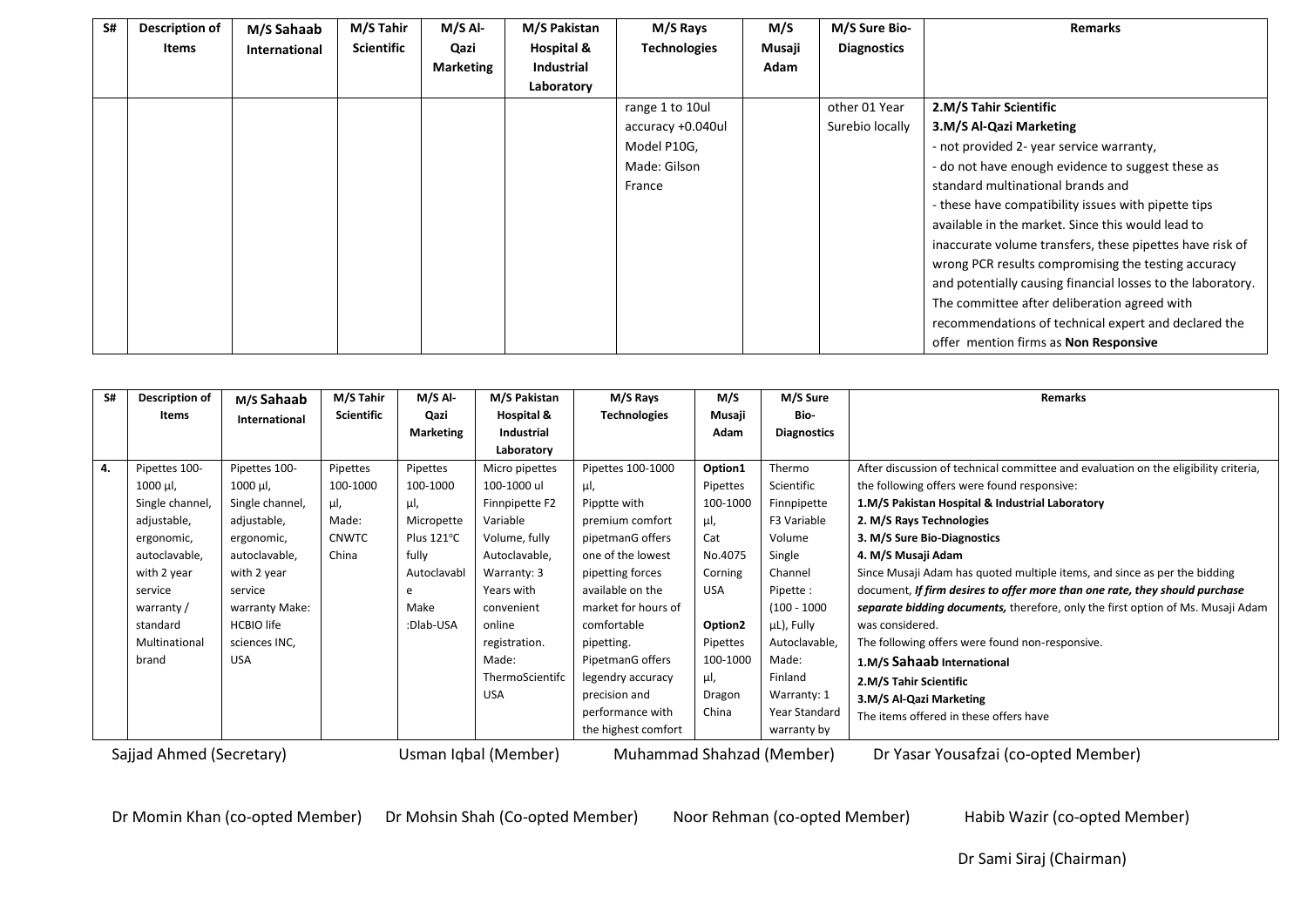| S# | Description of Items | M/S Sahaab International | M/S Tahir Scientific | M/S Al-Qazi Marketing | M/S Pakistan Hospital & Industrial Laboratory | M/S Rays Technologies | M/S Musaji Adam | M/S Sure Bio-Diagnostics | Remarks |
|---|---|---|---|---|---|---|---|---|---|
| | | | | | | range 1 to 10ul accuracy +0.040ul Model P10G, Made: Gilson France | | other 01 Year Surebio locally | **2.M/S Tahir Scientific** **3.M/S Al-Qazi Marketing** - not provided 2- year service warranty, - do not have enough evidence to suggest these as standard multinational brands and - these have compatibility issues with pipette tips available in the market. Since this would lead to inaccurate volume transfers, these pipettes have risk of wrong PCR results compromising the testing accuracy and potentially causing financial losses to the laboratory. The committee after deliberation agreed with recommendations of technical expert and declared the offer mention firms as **Non Responsive** |

| S# | Description of Items | M/S Sahaab International | M/S Tahir Scientific | M/S Al-Qazi Marketing | M/S Pakistan Hospital & Industrial Laboratory | M/S Rays Technologies | M/S Musaji Adam | M/S Sure Bio-Diagnostics | Remarks |
|---|---|---|---|---|---|---|---|---|---|
| **4.** | Pipettes 100-1000 µl, Single channel, adjustable, ergonomic, autoclavable, with 2 year service warranty / standard Multinational brand | Pipettes 100-1000 µl, Single channel, adjustable, ergonomic, autoclavable, with 2 year service warranty Make: HCBIO life sciences INC, USA | Pipettes 100-1000 µl, Made: CNWTC China | Pipettes 100-1000 µl, Micropette Plus 121°C fully Autoclavable Make :Dlab-USA | Micro pipettes 100-1000 ul Finnpipette F2 Variable Volume, fully Autoclavable, Warranty: 3 Years with convenient online registration. Made: ThermoScientifc USA | Pipettes 100-1000 µl, Pipptte with premium comfort pipetmanG offers one of the lowest pipetting forces available on the market for hours of comfortable pipetting. PipetmanG offers legendry accuracy precision and performance with the highest comfort | **Option1** Pipettes 100-1000 µl, Cat No.4075 Corning USA **Option2** Pipettes 100-1000 µl, Dragon China | Thermo Scientific Finnpipette F3 Variable Volume Single Channel Pipette : (100 - 1000 µL), Fully Autoclavable, Made: Finland Warranty: 1 Year Standard warranty by | After discussion of technical committee and evaluation on the eligibility criteria, the following offers were found responsive: **1.M/S Pakistan Hospital & Industrial Laboratory** **2. M/S Rays Technologies** **3. M/S Sure Bio-Diagnostics** **4. M/S Musaji Adam** Since Musaji Adam has quoted multiple items, and since as per the bidding document, ***If firm desires to offer more than one rate, they should purchase separate bidding documents,*** therefore, only the first option of Ms. Musaji Adam was considered. The following offers were found non-responsive. **1.M/S Sahaab International** **2.M/S Tahir Scientific** **3.M/S Al-Qazi Marketing** The items offered in these offers have |

Sajjad Ahmed (Secretary) Usman Iqbal (Member) Muhammad Shahzad (Member) Dr Yasar Yousafzai (co-opted Member)

Dr Momin Khan (co-opted Member) Dr Mohsin Shah (Co-opted Member) Noor Rehman (co-opted Member) Habib Wazir (co-opted Member)

Dr Sami Siraj (Chairman)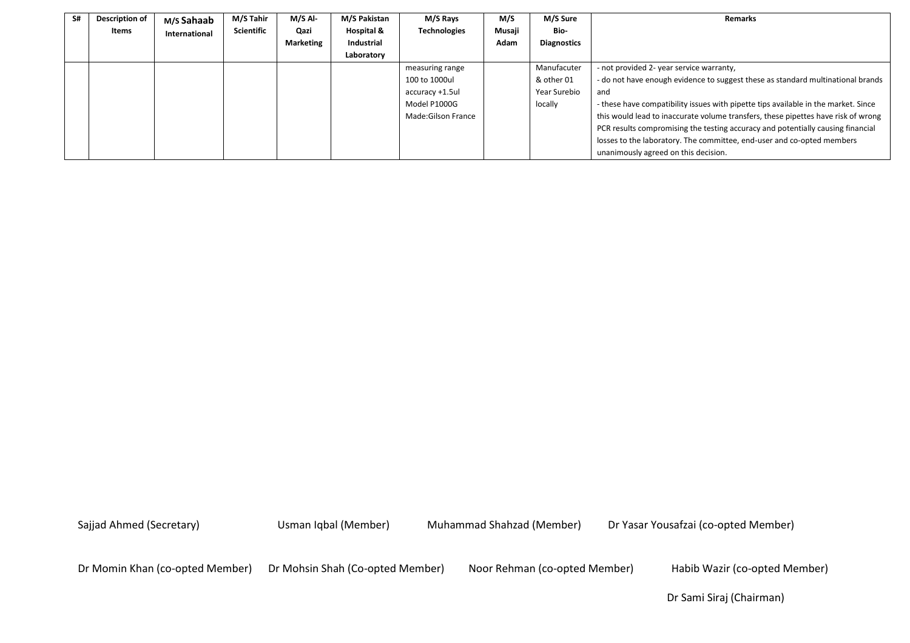| S# | Description of Items | M/S Sahaab International | M/S Tahir Scientific | M/S Al-Qazi Marketing | M/S Pakistan Hospital & Industrial Laboratory | M/S Rays Technologies | M/S Musaji Adam | M/S Sure Bio-Diagnostics | Remarks |
|---|---|---|---|---|---|---|---|---|---|
| | | | | | | measuring range 100 to 1000ul accuracy +1.5ul Model P1000G Made:Gilson France | | Manufacuter & other 01 Year Surebio locally | - not provided 2- year service warranty, - do not have enough evidence to suggest these as standard multinational brands and - these have compatibility issues with pipette tips available in the market. Since this would lead to inaccurate volume transfers, these pipettes have risk of wrong PCR results compromising the testing accuracy and potentially causing financial losses to the laboratory. The committee, end-user and co-opted members unanimously agreed on this decision. |

Sajjad Ahmed (Secretary) Usman Iqbal (Member) Muhammad Shahzad (Member) Dr Yasar Yousafzai (co-opted Member)

Dr Momin Khan (co-opted Member) Dr Mohsin Shah (Co-opted Member) Noor Rehman (co-opted Member) Habib Wazir (co-opted Member)

Dr Sami Siraj (Chairman)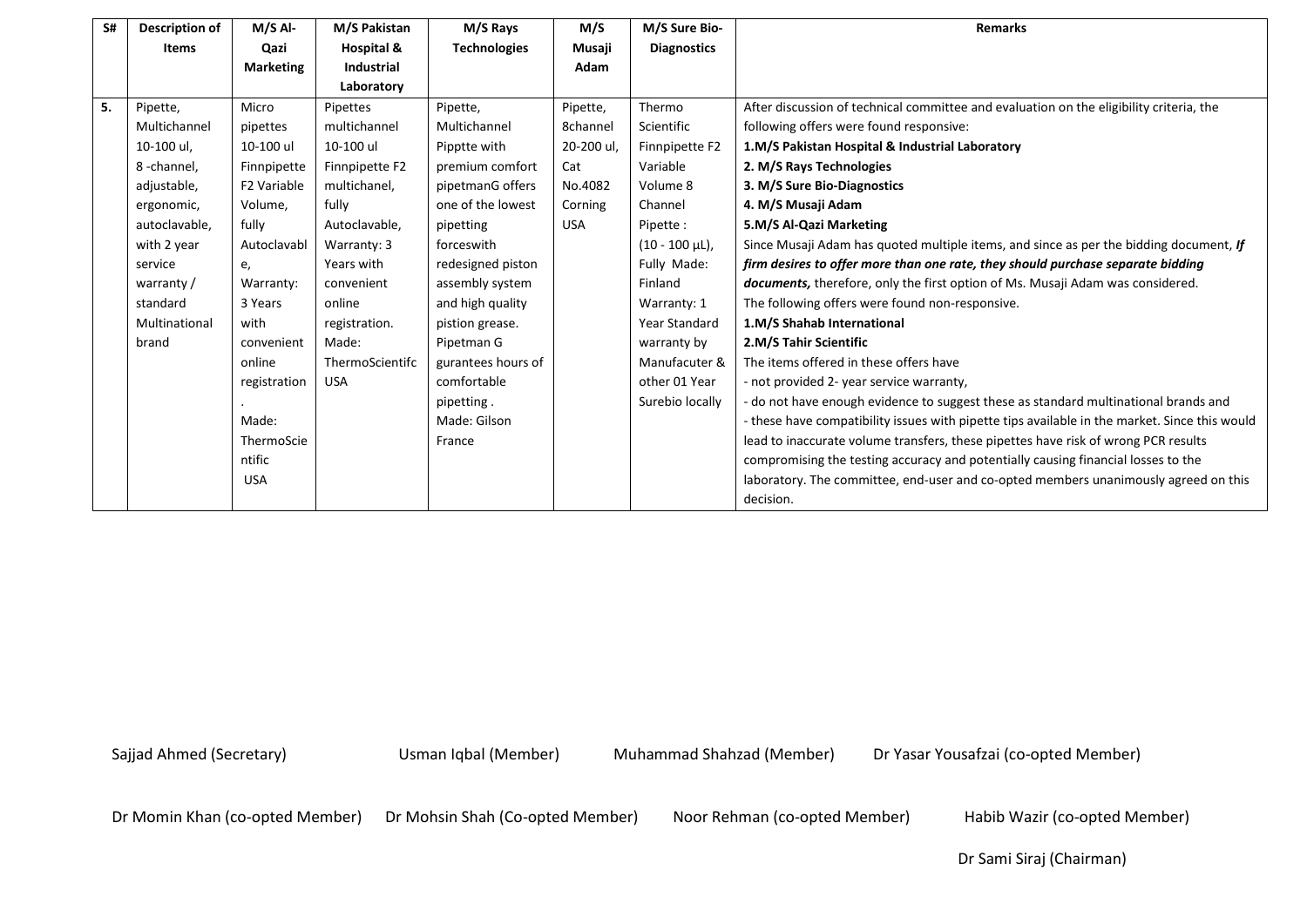| S# | Description of Items | M/S Al-Qazi Marketing | M/S Pakistan Hospital & Industrial Laboratory | M/S Rays Technologies | M/S Musaji Adam | M/S Sure Bio-Diagnostics | Remarks |
|---|---|---|---|---|---|---|---|
| 5. | Pipette, Multichannel 10-100 ul, 8 -channel, adjustable, ergonomic, autoclavable, with 2 year service warranty / standard Multinational brand | Micro pipettes 10-100 ul Finnpipette F2 Variable Volume, fully Autoclavable, Warranty: 3 Years with convenient online registration. Made: ThermoScientific USA | Pipettes multichannel 10-100 ul Finnpipette F2 multichanel, fully Autoclavable, Warranty: 3 Years with convenient online registration. Made: ThermoScientifc USA | Pipette, Multichannel Pipptte with premium comfort pipetmanG offers one of the lowest pipetting forceswith redesigned piston assembly system and high quality pistion grease. Pipetman G gurantees hours of comfortable pipetting . Made: Gilson France | Pipette, 8channel 20-200 ul, Cat No.4082 Corning USA | Thermo Scientific Finnpipette F2 Variable Volume 8 Channel Pipette : (10 - 100 µL), Fully Made: Finland Warranty: 1 Year Standard warranty by Manufacuter & other 01 Year Surebio locally | After discussion of technical committee and evaluation on the eligibility criteria, the following offers were found responsive: **1.M/S Pakistan Hospital & Industrial Laboratory** **2. M/S Rays Technologies** **3. M/S Sure Bio-Diagnostics** **4. M/S Musaji Adam** **5.M/S Al-Qazi Marketing** Since Musaji Adam has quoted multiple items, and since as per the bidding document, ***If firm desires to offer more than one rate, they should purchase separate bidding documents,*** therefore, only the first option of Ms. Musaji Adam was considered. The following offers were found non-responsive. **1.M/S Shahab International** **2.M/S Tahir Scientific** The items offered in these offers have - not provided 2- year service warranty, - do not have enough evidence to suggest these as standard multinational brands and - these have compatibility issues with pipette tips available in the market. Since this would lead to inaccurate volume transfers, these pipettes have risk of wrong PCR results compromising the testing accuracy and potentially causing financial losses to the laboratory. The committee, end-user and co-opted members unanimously agreed on this decision. |

Sajjad Ahmed (Secretary)  Usman Iqbal (Member)  Muhammad Shahzad (Member)  Dr Yasar Yousafzai (co-opted Member)

Dr Momin Khan (co-opted Member)  Dr Mohsin Shah (Co-opted Member)  Noor Rehman (co-opted Member)  Habib Wazir (co-opted Member)

Dr Sami Siraj (Chairman)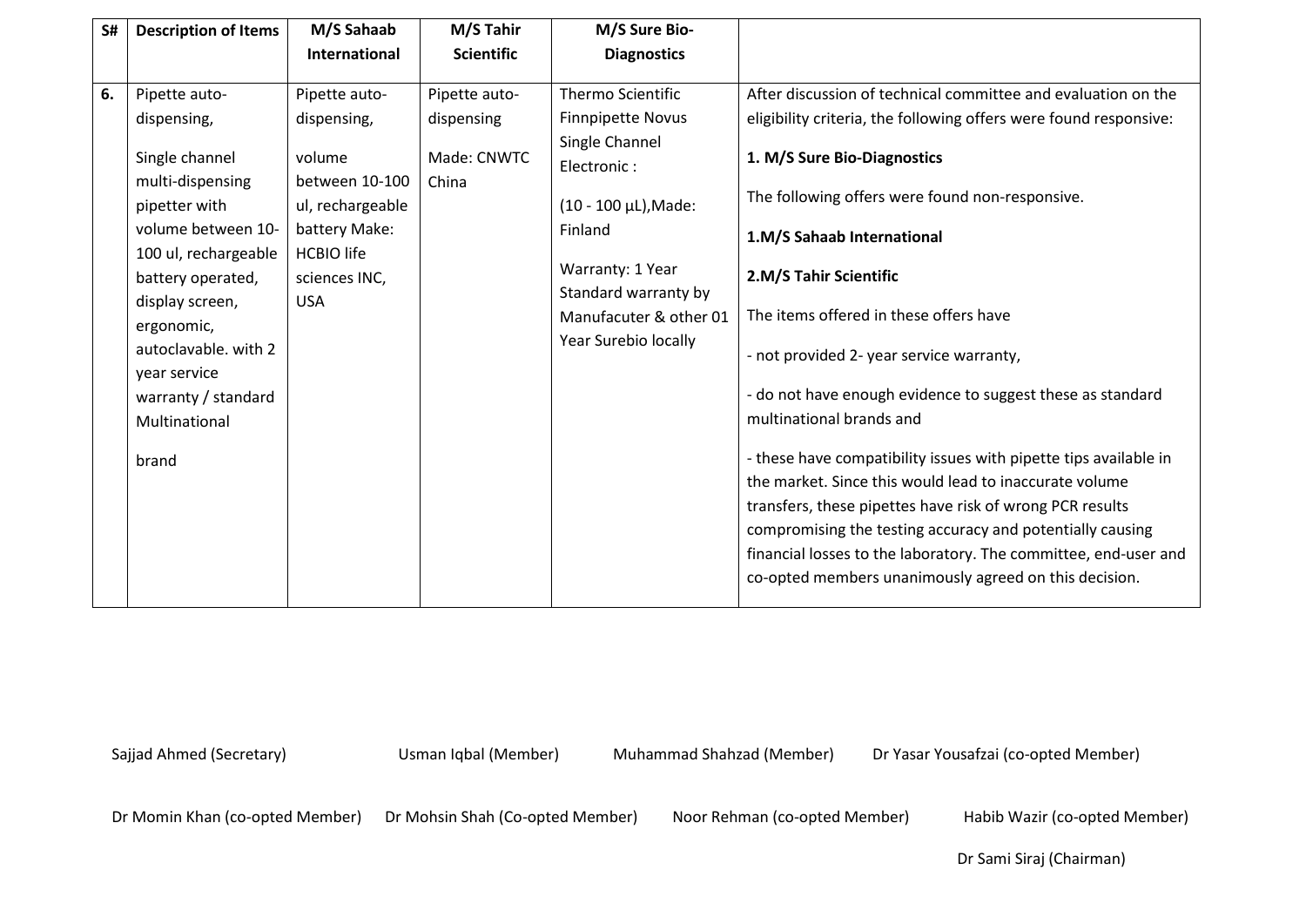| S# | Description of Items | M/S Sahaab International | M/S Tahir Scientific | M/S Sure Bio-Diagnostics | |
|---|---|---|---|---|---|
| 6. | Pipette auto-dispensing,<br><br>Single channel multi-dispensing pipetter with volume between 10-100 ul, rechargeable battery operated, display screen, ergonomic, autoclavable. with 2 year service warranty / standard Multinational<br><br>brand | Pipette auto-dispensing,<br><br>volume between 10-100 ul, rechargeable battery Make: HCBIO life sciences INC, USA | Pipette auto-dispensing<br><br>Made: CNWTC China | Thermo Scientific Finnpipette Novus Single Channel Electronic :<br><br>(10 - 100 µL),Made: Finland<br><br>Warranty: 1 Year Standard warranty by Manufacuter & other 01 Year Surebio locally | After discussion of technical committee and evaluation on the eligibility criteria, the following offers were found responsive:<br><br>**1. M/S Sure Bio-Diagnostics**<br><br>The following offers were found non-responsive.<br><br>**1.M/S Sahaab International**<br><br>**2.M/S Tahir Scientific**<br><br>The items offered in these offers have<br><br>- not provided 2- year service warranty,<br><br>- do not have enough evidence to suggest these as standard multinational brands and<br><br>- these have compatibility issues with pipette tips available in the market. Since this would lead to inaccurate volume transfers, these pipettes have risk of wrong PCR results compromising the testing accuracy and potentially causing financial losses to the laboratory. The committee, end-user and co-opted members unanimously agreed on this decision. |

Sajjad Ahmed (Secretary) Usman Iqbal (Member) Muhammad Shahzad (Member) Dr Yasar Yousafzai (co-opted Member)

Dr Momin Khan (co-opted Member) Dr Mohsin Shah (Co-opted Member) Noor Rehman (co-opted Member) Habib Wazir (co-opted Member)

Dr Sami Siraj (Chairman)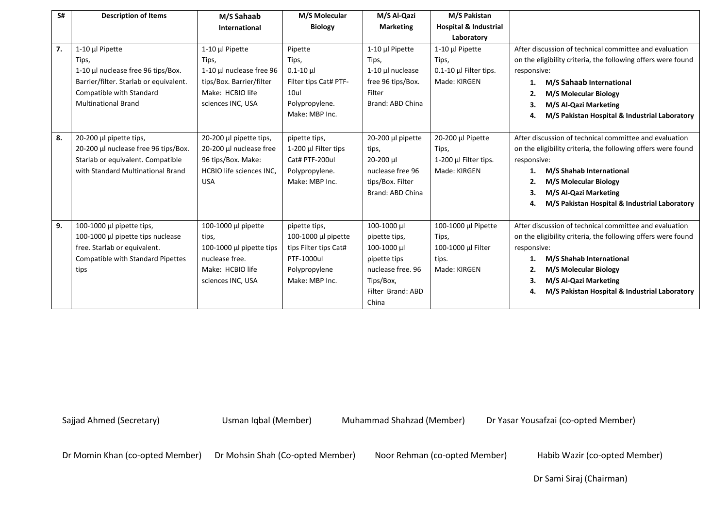| S# | Description of Items | M/S Sahaab International | M/S Molecular Biology | M/S Al-Qazi Marketing | M/S Pakistan Hospital & Industrial Laboratory | |
|---|---|---|---|---|---|---|
| **7.** | 1-10 µl Pipette Tips, 1-10 µl nuclease free 96 tips/Box. Barrier/filter. Starlab or equivalent. Compatible with Standard Multinational Brand | 1-10 µl Pipette Tips, 1-10 µl nuclease free 96 tips/Box. Barrier/filter Make: HCBIO life sciences INC, USA | Pipette Tips, 0.1-10 µl Filter tips Cat# PTF-10ul Polypropylene. Make: MBP Inc. | 1-10 µl Pipette Tips, 1-10 µl nuclease free 96 tips/Box. Filter Brand: ABD China | 1-10 µl Pipette Tips, 0.1-10 µl Filter tips. Made: KIRGEN | After discussion of technical committee and evaluation on the eligibility criteria, the following offers were found responsive: 1. **M/S Sahaab International** 2. **M/S Molecular Biology** 3. **M/S Al-Qazi Marketing** 4. **M/S Pakistan Hospital & Industrial Laboratory** |
| **8.** | 20-200 µl pipette tips, 20-200 µl nuclease free 96 tips/Box. Starlab or equivalent. Compatible with Standard Multinational Brand | 20-200 µl pipette tips, 20-200 µl nuclease free 96 tips/Box. Make: HCBIO life sciences INC, USA | pipette tips, 1-200 µl Filter tips Cat# PTF-200ul Polypropylene. Make: MBP Inc. | 20-200 µl pipette tips, 20-200 µl nuclease free 96 tips/Box. Filter Brand: ABD China | 20-200 µl Pipette Tips, 1-200 µl Filter tips. Made: KIRGEN | After discussion of technical committee and evaluation on the eligibility criteria, the following offers were found responsive: 1. **M/S Shahab International** 2. **M/S Molecular Biology** 3. **M/S Al-Qazi Marketing** 4. **M/S Pakistan Hospital & Industrial Laboratory** |
| **9.** | 100-1000 µl pipette tips, 100-1000 µl pipette tips nuclease free. Starlab or equivalent. Compatible with Standard Pipettes tips | 100-1000 µl pipette tips, 100-1000 µl pipette tips nuclease free. Make: HCBIO life sciences INC, USA | pipette tips, 100-1000 µl pipette tips Filter tips Cat# PTF-1000ul Polypropylene Make: MBP Inc. | 100-1000 µl pipette tips, 100-1000 µl pipette tips nuclease free. 96 Tips/Box, Filter Brand: ABD China | 100-1000 µl Pipette Tips, 100-1000 µl Filter tips. Made: KIRGEN | After discussion of technical committee and evaluation on the eligibility criteria, the following offers were found responsive: 1. **M/S Shahab International** 2. **M/S Molecular Biology** 3. **M/S Al-Qazi Marketing** 4. **M/S Pakistan Hospital & Industrial Laboratory** |

Sajjad Ahmed (Secretary) Usman Iqbal (Member) Muhammad Shahzad (Member) Dr Yasar Yousafzai (co-opted Member)

Dr Momin Khan (co-opted Member) Dr Mohsin Shah (Co-opted Member) Noor Rehman (co-opted Member) Habib Wazir (co-opted Member)

Dr Sami Siraj (Chairman)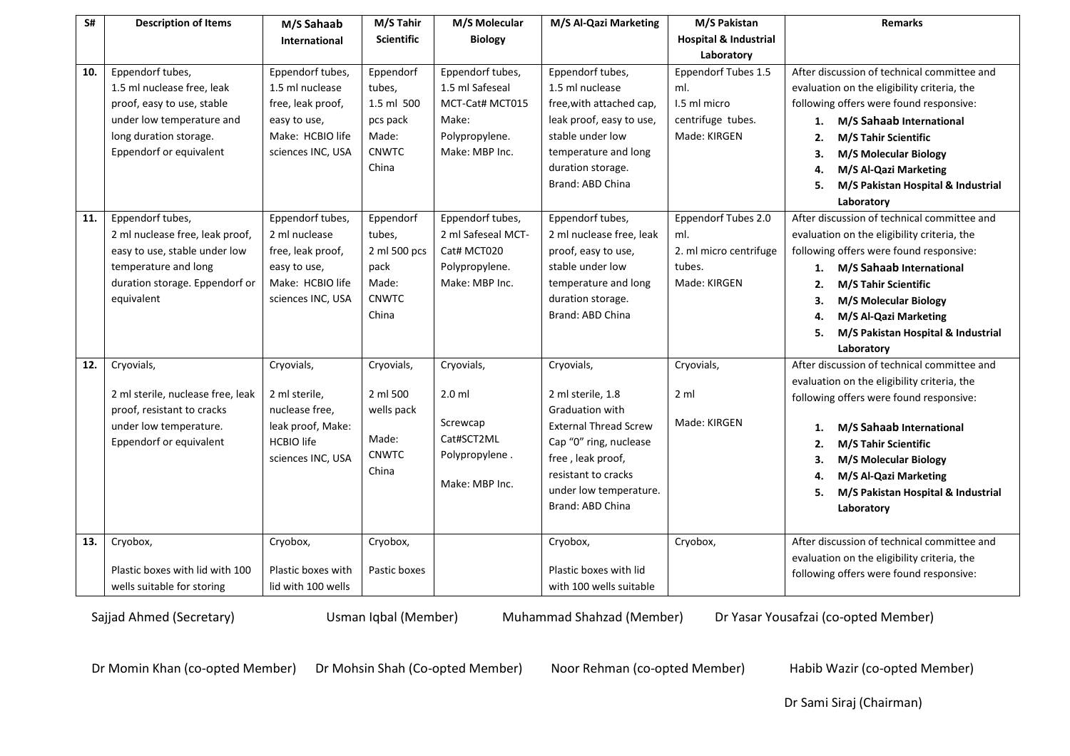| S# | Description of Items | M/S **Sahaab** International | M/S Tahir Scientific | M/S Molecular Biology | M/S Al-Qazi Marketing | M/S Pakistan Hospital & Industrial Laboratory | Remarks |
|---|---|---|---|---|---|---|---|
| **10.** | Eppendorf tubes, 1.5 ml nuclease free, leak proof, easy to use, stable under low temperature and long duration storage. Eppendorf or equivalent | Eppendorf tubes, 1.5 ml nuclease free, leak proof, easy to use, Make: HCBIO life sciences INC, USA | Eppendorf tubes, 1.5 ml 500 pcs pack Made: CNWTC China | Eppendorf tubes, 1.5 ml Safeseal MCT-Cat# MCT015 Make: Polypropylene. Make: MBP Inc. | Eppendorf tubes, 1.5 ml nuclease free,with attached cap, leak proof, easy to use, stable under low temperature and long duration storage. Brand: ABD China | Eppendorf Tubes 1.5 ml. I.5 ml micro centrifuge tubes. Made: KIRGEN | After discussion of technical committee and evaluation on the eligibility criteria, the following offers were found responsive: 1. **M/S Sahaab International** 2. **M/S Tahir Scientific** 3. **M/S Molecular Biology** 4. **M/S Al-Qazi Marketing** 5. **M/S Pakistan Hospital & Industrial Laboratory** |
| **11.** | Eppendorf tubes, 2 ml nuclease free, leak proof, easy to use, stable under low temperature and long duration storage. Eppendorf or equivalent | Eppendorf tubes, 2 ml nuclease free, leak proof, easy to use, Make: HCBIO life sciences INC, USA | Eppendorf tubes, 2 ml 500 pcs pack Made: CNWTC China | Eppendorf tubes, 2 ml Safeseal MCT-Cat# MCT020 Polypropylene. Make: MBP Inc. | Eppendorf tubes, 2 ml nuclease free, leak proof, easy to use, stable under low temperature and long duration storage. Brand: ABD China | Eppendorf Tubes 2.0 ml. 2. ml micro centrifuge tubes. Made: KIRGEN | After discussion of technical committee and evaluation on the eligibility criteria, the following offers were found responsive: 1. **M/S Sahaab International** 2. **M/S Tahir Scientific** 3. **M/S Molecular Biology** 4. **M/S Al-Qazi Marketing** 5. **M/S Pakistan Hospital & Industrial Laboratory** |
| **12.** | Cryovials, 2 ml sterile, nuclease free, leak proof, resistant to cracks under low temperature. Eppendorf or equivalent | Cryovials, 2 ml sterile, nuclease free, leak proof, Make: HCBIO life sciences INC, USA | Cryovials, 2 ml 500 wells pack Made: CNWTC China | Cryovials, 2.0 ml Screwcap Cat#SCT2ML Polypropylene . Make: MBP Inc. | Cryovials, 2 ml sterile, 1.8 Graduation with External Thread Screw Cap "0" ring, nuclease free , leak proof, resistant to cracks under low temperature. Brand: ABD China | Cryovials, 2 ml Made: KIRGEN | After discussion of technical committee and evaluation on the eligibility criteria, the following offers were found responsive: 1. **M/S Sahaab International** 2. **M/S Tahir Scientific** 3. **M/S Molecular Biology** 4. **M/S Al-Qazi Marketing** 5. **M/S Pakistan Hospital & Industrial Laboratory** |
| **13.** | Cryobox, Plastic boxes with lid with 100 wells suitable for storing | Cryobox, Plastic boxes with lid with 100 wells | Cryobox, Pastic boxes | | Cryobox, Plastic boxes with lid with 100 wells suitable | Cryobox, | After discussion of technical committee and evaluation on the eligibility criteria, the following offers were found responsive: |

Sajjad Ahmed (Secretary) Usman Iqbal (Member) Muhammad Shahzad (Member) Dr Yasar Yousafzai (co-opted Member)

Dr Momin Khan (co-opted Member) Dr Mohsin Shah (Co-opted Member) Noor Rehman (co-opted Member) Habib Wazir (co-opted Member)

Dr Sami Siraj (Chairman)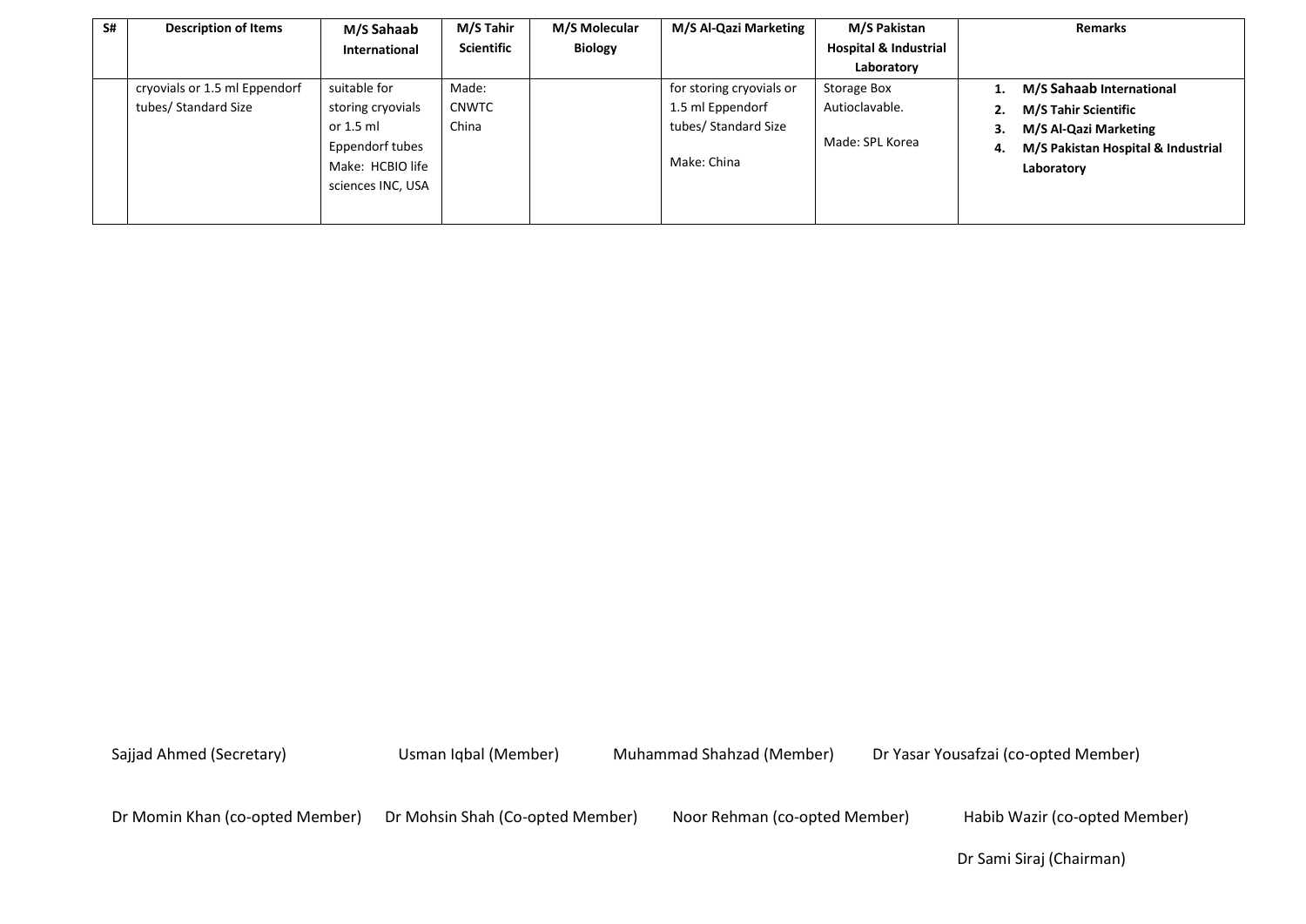| S# | Description of Items | M/S Sahaab International | M/S Tahir Scientific | M/S Molecular Biology | M/S Al-Qazi Marketing | M/S Pakistan Hospital & Industrial Laboratory | Remarks |
|---|---|---|---|---|---|---|---|
| | cryovials or 1.5 ml Eppendorf tubes/ Standard Size | suitable for storing cryovials or 1.5 ml Eppendorf tubes Make: HCBIO life sciences INC, USA | Made: CNWTC China | | for storing cryovials or 1.5 ml Eppendorf tubes/ Standard Size<br><br>Make: China | Storage Box Autioclavable.<br><br>Made: SPL Korea | 1. **M/S Sahaab International**<br>2. **M/S Tahir Scientific**<br>3. **M/S Al-Qazi Marketing**<br>4. **M/S Pakistan Hospital & Industrial Laboratory** |

Sajjad Ahmed (Secretary) Usman Iqbal (Member) Muhammad Shahzad (Member) Dr Yasar Yousafzai (co-opted Member)

Dr Momin Khan (co-opted Member) Dr Mohsin Shah (Co-opted Member) Noor Rehman (co-opted Member) Habib Wazir (co-opted Member)

Dr Sami Siraj (Chairman)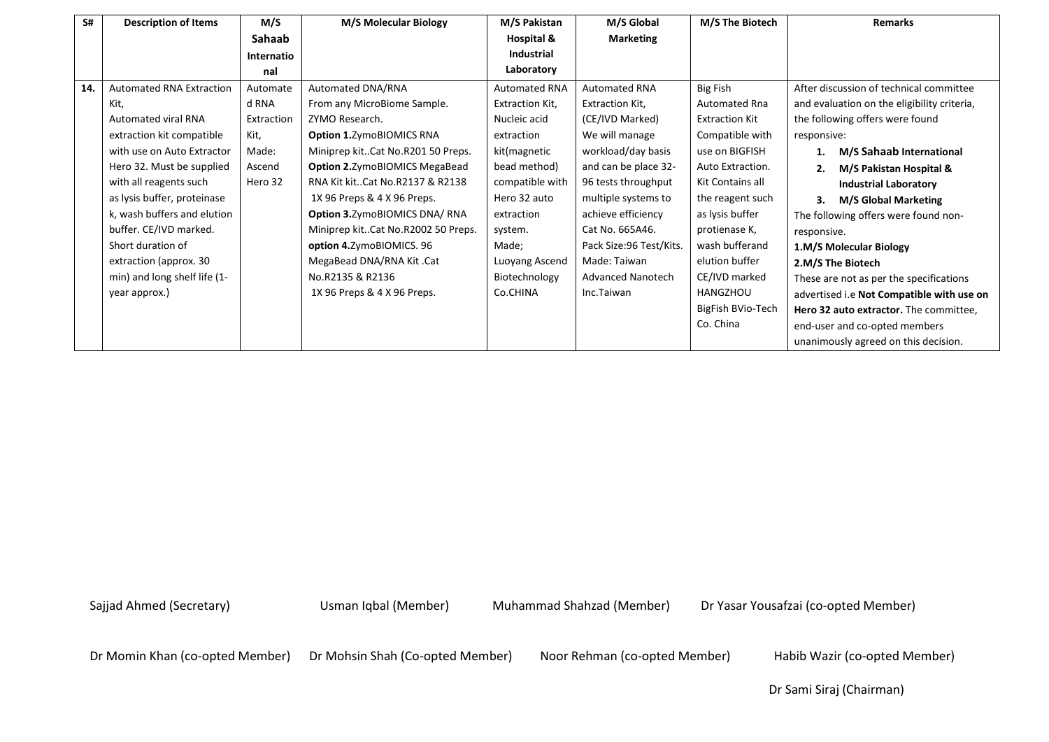| S# | Description of Items | M/S Sahaab International | M/S Molecular Biology | M/S Pakistan Hospital & Industrial Laboratory | M/S Global Marketing | M/S The Biotech | Remarks |
|---|---|---|---|---|---|---|---|
| 14. | Automated RNA Extraction Kit, Automated viral RNA extraction kit compatible with use on Auto Extractor Hero 32. Must be supplied with all reagents such as lysis buffer, proteinase k, wash buffers and elution buffer. CE/IVD marked. Short duration of extraction (approx. 30 min) and long shelf life (1-year approx.) | Automated RNA Extraction Kit, Made: Ascend Hero 32 | Automated DNA/RNA From any MicroBiome Sample. ZYMO Research. **Option 1.**ZymoBIOMICS RNA Miniprep kit..Cat No.R201 50 Preps. **Option 2.**ZymoBIOMICS MegaBead RNA Kit kit..Cat No.R2137 & R2138 1X 96 Preps & 4 X 96 Preps. **Option 3.**ZymoBIOMICS DNA/ RNA Miniprep kit..Cat No.R2002 50 Preps. **option 4.**ZymoBIOMICS. 96 MegaBead DNA/RNA Kit .Cat No.R2135 & R2136 1X 96 Preps & 4 X 96 Preps. | Automated RNA Extraction Kit, Nucleic acid extraction kit(magnetic bead method) compatible with Hero 32 auto extraction system. Made; Luoyang Ascend Biotechnology Co.CHINA | Automated RNA Extraction Kit, (CE/IVD Marked) We will manage workload/day basis and can be place 32-96 tests throughput multiple systems to achieve efficiency Cat No. 665A46. Pack Size:96 Test/Kits. Made: Taiwan Advanced Nanotech Inc.Taiwan | Big Fish Automated Rna Extraction Kit Compatible with use on BIGFISH Auto Extraction. Kit Contains all the reagent such as lysis buffer protienase K, wash bufferand elution buffer CE/IVD marked HANGZHOU BigFish BVio-Tech Co. China | After discussion of technical committee and evaluation on the eligibility criteria, the following offers were found responsive: 1. **M/S Sahaab International** 2. **M/S Pakistan Hospital & Industrial Laboratory** 3. **M/S Global Marketing** The following offers were found non-responsive. **1.M/S Molecular Biology** **2.M/S The Biotech** These are not as per the specifications advertised i.e **Not Compatible with use on Hero 32 auto extractor.** The committee, end-user and co-opted members unanimously agreed on this decision. |

Sajjad Ahmed (Secretary) Usman Iqbal (Member) Muhammad Shahzad (Member) Dr Yasar Yousafzai (co-opted Member)

Dr Momin Khan (co-opted Member) Dr Mohsin Shah (Co-opted Member) Noor Rehman (co-opted Member) Habib Wazir (co-opted Member)

Dr Sami Siraj (Chairman)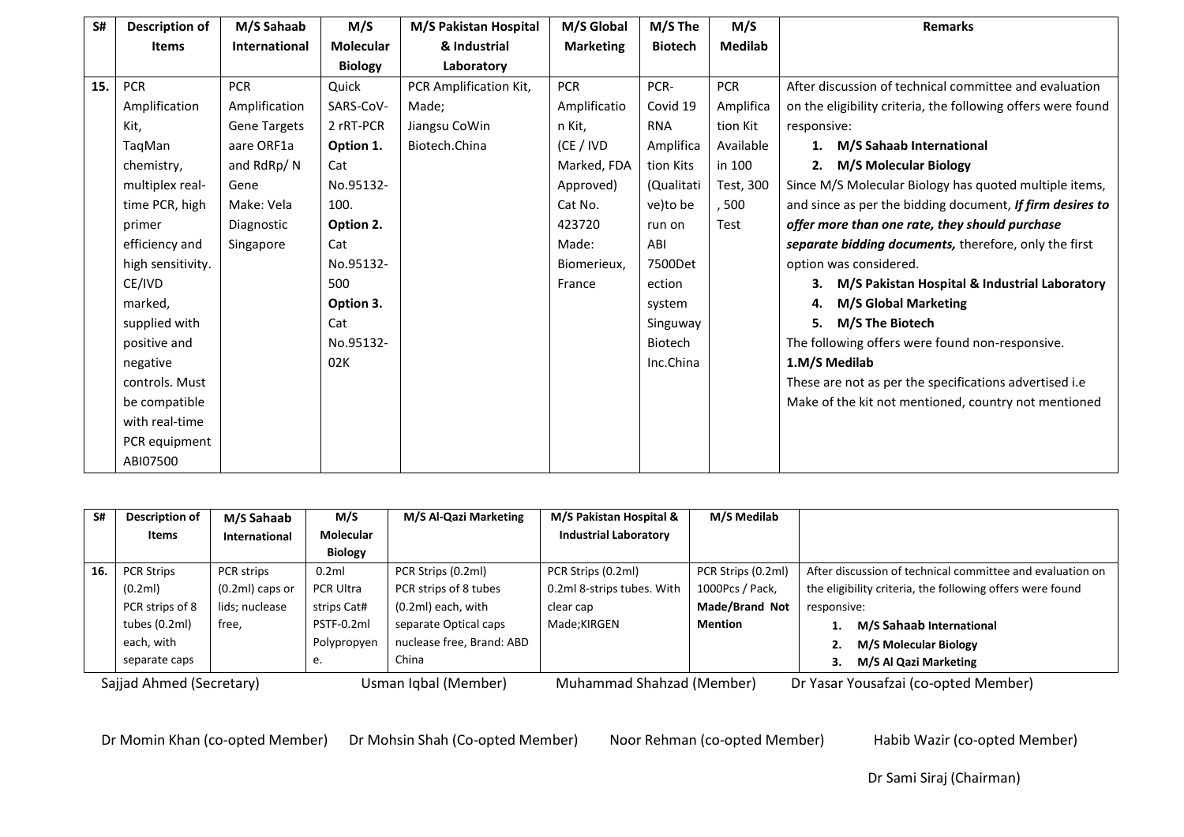| S# | Description of Items | M/S Sahaab International | M/S Molecular Biology | M/S Pakistan Hospital & Industrial Laboratory | M/S Global Marketing | M/S The Biotech | M/S Medilab | Remarks |
|---|---|---|---|---|---|---|---|---|
| **15.** | PCR Amplification Kit, TaqMan chemistry, multiplex real-time PCR, high primer efficiency and high sensitivity. CE/IVD marked, supplied with positive and negative controls. Must be compatible with real-time PCR equipment ABI07500 | PCR Amplification Gene Targets aare ORF1a and RdRp/ N Gene Make: Vela Diagnostic Singapore | Quick SARS-CoV-2 rRT-PCR **Option 1.** Cat No.95132-100. **Option 2.** Cat No.95132-500 **Option 3.** Cat No.95132-02K | PCR Amplification Kit, Made; Jiangsu CoWin Biotech.China | PCR Amplification Kit, (CE / IVD Marked, FDA Approved) Cat No. 423720 Made: Biomerieux, France | PCR-Covid 19 RNA Amplification Kits (Qualitative)to be run on ABI 7500Detection system Singuway Biotech Inc.China | PCR Amplification Kit Available in 100 Test, 300 , 500 Test | After discussion of technical committee and evaluation on the eligibility criteria, the following offers were found responsive:<br>1. **M/S Sahaab International**<br>2. **M/S Molecular Biology**<br>Since M/S Molecular Biology has quoted multiple items, and since as per the bidding document, ***If firm desires to offer more than one rate, they should purchase separate bidding documents,*** therefore, only the first option was considered.<br>3. **M/S Pakistan Hospital & Industrial Laboratory**<br>4. **M/S Global Marketing**<br>5. **M/S The Biotech**<br>The following offers were found non-responsive.<br>**1.M/S Medilab**<br>These are not as per the specifications advertised i.e Make of the kit not mentioned, country not mentioned |

| S# | Description of Items | M/S Sahaab International | M/S Molecular Biology | M/S Al-Qazi Marketing | M/S Pakistan Hospital & Industrial Laboratory | M/S Medilab | |
|---|---|---|---|---|---|---|---|
| **16.** | PCR Strips (0.2ml) PCR strips of 8 tubes (0.2ml) each, with separate caps | PCR strips (0.2ml) caps or lids; nuclease free, | 0.2ml PCR Ultra strips Cat# PSTF-0.2ml Polypropylene. | PCR Strips (0.2ml) PCR strips of 8 tubes (0.2ml) each, with separate Optical caps nuclease free, Brand: ABD China | PCR Strips (0.2ml) 0.2ml 8-strips tubes. With clear cap Made;KIRGEN | PCR Strips (0.2ml) 1000Pcs / Pack, **Made/Brand Not Mention** | After discussion of technical committee and evaluation on the eligibility criteria, the following offers were found responsive:<br>1. **M/S Sahaab International**<br>2. **M/S Molecular Biology**<br>3. **M/S Al Qazi Marketing** |

Sajjad Ahmed (Secretary) Usman Iqbal (Member) Muhammad Shahzad (Member) Dr Yasar Yousafzai (co-opted Member)

Dr Momin Khan (co-opted Member) Dr Mohsin Shah (Co-opted Member) Noor Rehman (co-opted Member) Habib Wazir (co-opted Member)

Dr Sami Siraj (Chairman)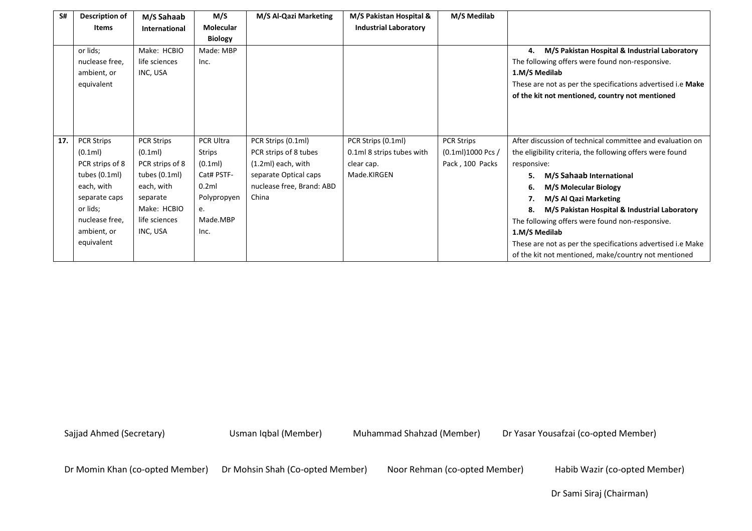| S# | Description of Items | M/S Sahaab International | M/S Molecular Biology | M/S Al-Qazi Marketing | M/S Pakistan Hospital & Industrial Laboratory | M/S Medilab | |
|---|---|---|---|---|---|---|---|
| | or lids; nuclease free, ambient, or equivalent | Make: HCBIO life sciences INC, USA | Made: MBP Inc. | | | | 4. **M/S Pakistan Hospital & Industrial Laboratory** The following offers were found non-responsive. **1.M/S Medilab** These are not as per the specifications advertised i.e **Make of the kit not mentioned, country not mentioned** |
| **17.** | PCR Strips (0.1ml) PCR strips of 8 tubes (0.1ml) each, with separate caps or lids; nuclease free, ambient, or equivalent | PCR Strips (0.1ml) PCR strips of 8 tubes (0.1ml) each, with separate Make: HCBIO life sciences INC, USA | PCR Ultra Strips (0.1ml) Cat# PSTF-0.2ml Polypropylene. Made.MBP Inc. | PCR Strips (0.1ml) PCR strips of 8 tubes (1.2ml) each, with separate Optical caps nuclease free, Brand: ABD China | PCR Strips (0.1ml) 0.1ml 8 strips tubes with clear cap. Made.KIRGEN | PCR Strips (0.1ml)1000 Pcs / Pack , 100 Packs | After discussion of technical committee and evaluation on the eligibility criteria, the following offers were found responsive: 5. **M/S Sahaab International** 6. **M/S Molecular Biology** 7. **M/S Al Qazi Marketing** 8. **M/S Pakistan Hospital & Industrial Laboratory** The following offers were found non-responsive. **1.M/S Medilab** These are not as per the specifications advertised i.e Make of the kit not mentioned, make/country not mentioned |

Sajjad Ahmed (Secretary) Usman Iqbal (Member) Muhammad Shahzad (Member) Dr Yasar Yousafzai (co-opted Member)

Dr Momin Khan (co-opted Member) Dr Mohsin Shah (Co-opted Member) Noor Rehman (co-opted Member) Habib Wazir (co-opted Member)

Dr Sami Siraj (Chairman)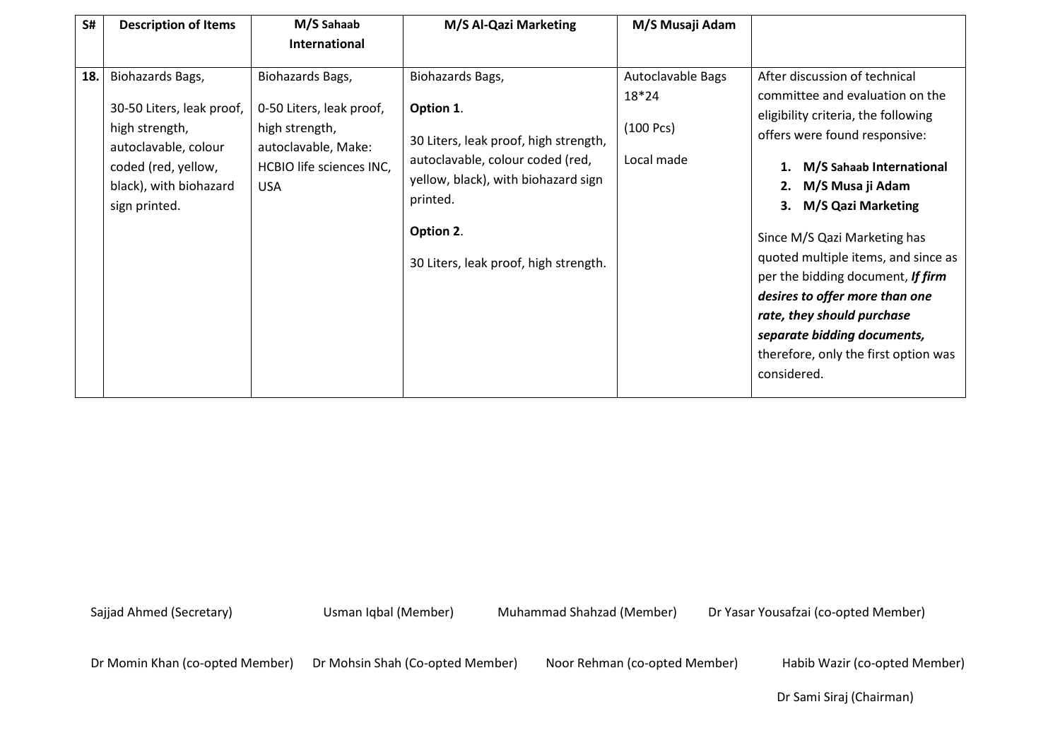| S# | Description of Items | M/S Sahaab International | M/S Al-Qazi Marketing | M/S Musaji Adam | |
|---|---|---|---|---|---|
| 18. | Biohazards Bags,<br><br>30-50 Liters, leak proof, high strength, autoclavable, colour coded (red, yellow, black), with biohazard sign printed. | Biohazards Bags,<br><br>0-50 Liters, leak proof, high strength, autoclavable, Make: HCBIO life sciences INC, USA | Biohazards Bags,<br><br>**Option 1**.<br><br>30 Liters, leak proof, high strength, autoclavable, colour coded (red, yellow, black), with biohazard sign printed.<br><br>**Option 2**.<br><br>30 Liters, leak proof, high strength. | Autoclavable Bags 18*24<br><br>(100 Pcs)<br><br>Local made | After discussion of technical committee and evaluation on the eligibility criteria, the following offers were found responsive:<br><br>1. **M/S Sahaab International**<br>2. **M/S Musa ji Adam**<br>3. **M/S Qazi Marketing**<br><br>Since M/S Qazi Marketing has quoted multiple items, and since as per the bidding document, ***If firm desires to offer more than one rate, they should purchase separate bidding documents,*** therefore, only the first option was considered. |

Sajjad Ahmed (Secretary) Usman Iqbal (Member) Muhammad Shahzad (Member) Dr Yasar Yousafzai (co-opted Member)

Dr Momin Khan (co-opted Member) Dr Mohsin Shah (Co-opted Member) Noor Rehman (co-opted Member) Habib Wazir (co-opted Member)

Dr Sami Siraj (Chairman)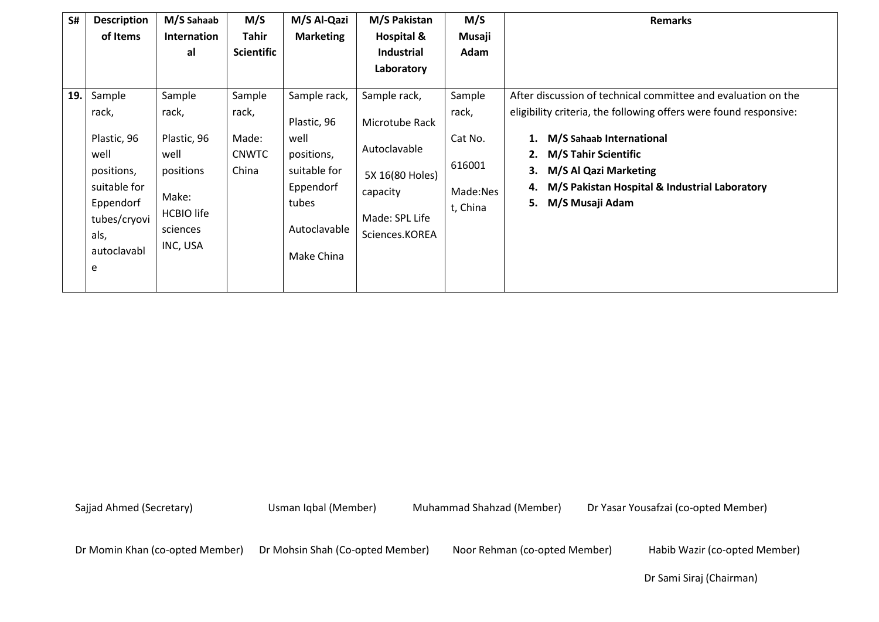| S# | Description of Items | M/S Sahaab International | M/S Tahir Scientific | M/S Al-Qazi Marketing | M/S Pakistan Hospital & Industrial Laboratory | M/S Musaji Adam | Remarks |
|---|---|---|---|---|---|---|---|
| **19.** | Sample rack, Plastic, 96 well positions, suitable for Eppendorf tubes/cryovials, autoclavable | Sample rack, Plastic, 96 well positions Make: HCBIO life sciences INC, USA | Sample rack, Made: CNWTC China | Sample rack, Plastic, 96 well positions, suitable for Eppendorf tubes Autoclavable Make China | Sample rack, Microtube Rack Autoclavable 5X 16(80 Holes) capacity Made: SPL Life Sciences.KOREA | Sample rack, Cat No. 616001 Made:Nest, China | After discussion of technical committee and evaluation on the eligibility criteria, the following offers were found responsive: 1. **M/S Sahaab International** 2. **M/S Tahir Scientific** 3. **M/S Al Qazi Marketing** 4. **M/S Pakistan Hospital & Industrial Laboratory** 5. **M/S Musaji Adam** |

Sajjad Ahmed (Secretary) Usman Iqbal (Member) Muhammad Shahzad (Member) Dr Yasar Yousafzai (co-opted Member)

Dr Momin Khan (co-opted Member) Dr Mohsin Shah (Co-opted Member) Noor Rehman (co-opted Member) Habib Wazir (co-opted Member)

Dr Sami Siraj (Chairman)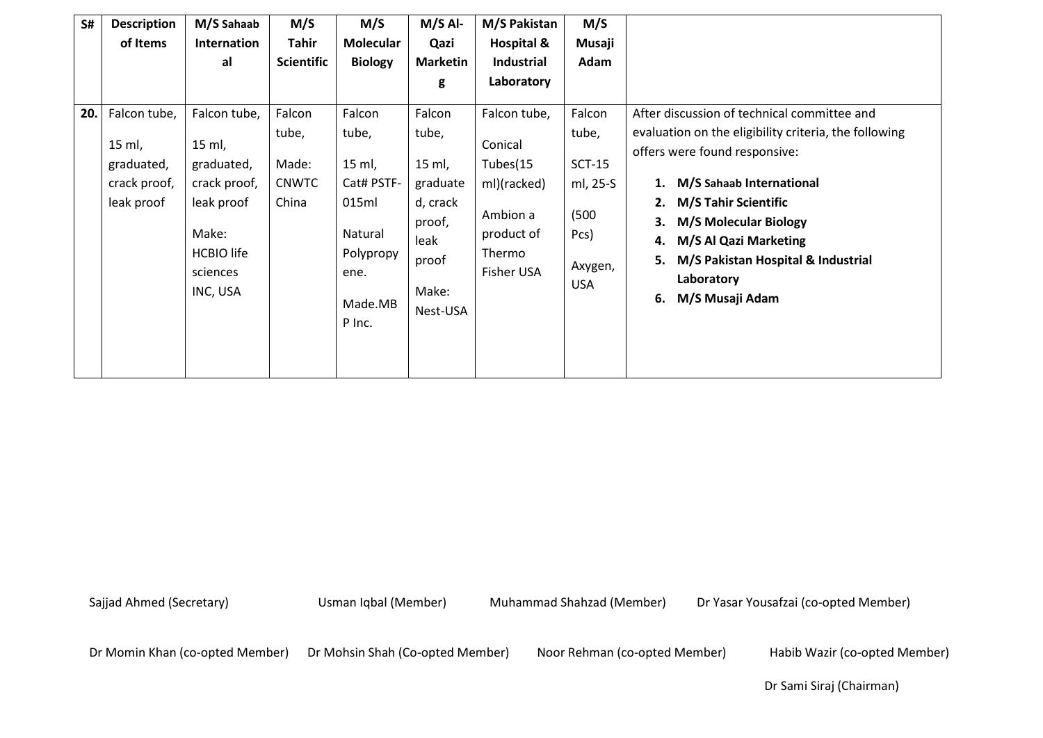| S# | Description of Items | M/S Sahaab International | M/S Tahir Scientific | M/S Molecular Biology | M/S Al-Qazi Marketing | M/S Pakistan Hospital & Industrial Laboratory | M/S Musaji Adam | |
|---|---|---|---|---|---|---|---|---|
| **20.** | Falcon tube, 15 ml, graduated, crack proof, leak proof | Falcon tube, 15 ml, graduated, crack proof, leak proof Make: HCBIO life sciences INC, USA | Falcon tube, Made: CNWTC China | Falcon tube, 15 ml, Cat# PSTF-015ml Natural Polypropyene. Made.MB P Inc. | Falcon tube, 15 ml, graduated, crack proof, leak proof Make: Nest-USA | Falcon tube, Conical Tubes(15 ml)(racked) Ambion a product of Thermo Fisher USA | Falcon tube, SCT-15 ml, 25-S (500 Pcs) Axygen, USA | After discussion of technical committee and evaluation on the eligibility criteria, the following offers were found responsive: 1. **M/S Sahaab International** 2. **M/S Tahir Scientific** 3. **M/S Molecular Biology** 4. **M/S Al Qazi Marketing** 5. **M/S Pakistan Hospital & Industrial Laboratory** 6. **M/S Musaji Adam** |

Sajjad Ahmed (Secretary) Usman Iqbal (Member) Muhammad Shahzad (Member) Dr Yasar Yousafzai (co-opted Member)

Dr Momin Khan (co-opted Member) Dr Mohsin Shah (Co-opted Member) Noor Rehman (co-opted Member) Habib Wazir (co-opted Member)

Dr Sami Siraj (Chairman)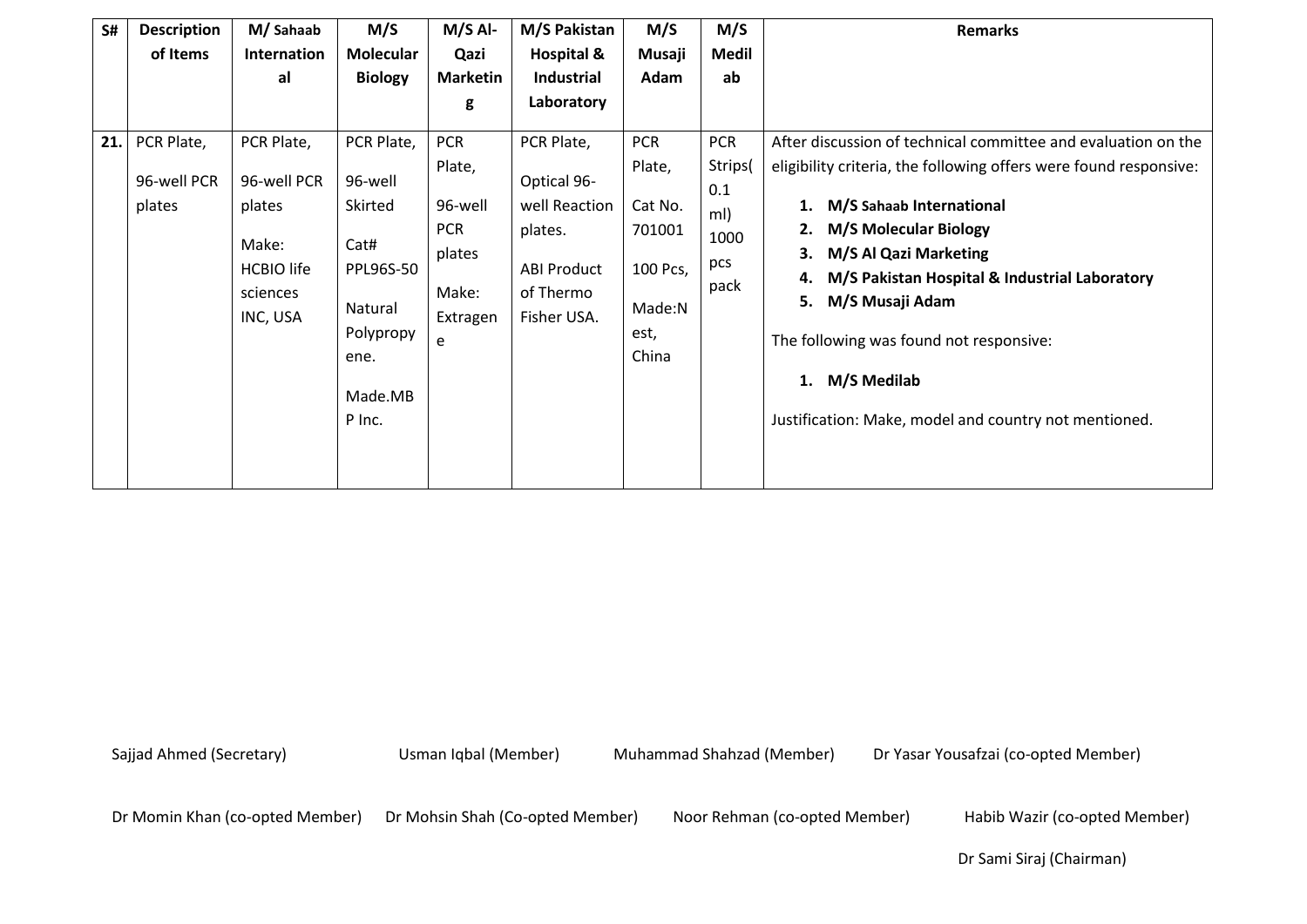| S# | Description of Items | M/ Sahaab International | M/S Molecular Biology | M/S Al-Qazi Marketing | M/S Pakistan Hospital & Industrial Laboratory | M/S Musaji Adam | M/S Medilab | Remarks |
|---|---|---|---|---|---|---|---|---|
| **21.** | PCR Plate, 96-well PCR plates | PCR Plate, 96-well PCR plates Make: HCBIO life sciences INC, USA | PCR Plate, 96-well Skirted Cat# PPL96S-50 Natural Polypropyene. Made.MBP Inc. | PCR Plate, 96-well PCR plates Make: Extragene | PCR Plate, Optical 96-well Reaction plates. ABI Product of Thermo Fisher USA. | PCR Plate, Cat No. 701001 100 Pcs, Made:Nest, China | PCR Strips(0.1 ml) 1000 pcs pack | After discussion of technical committee and evaluation on the eligibility criteria, the following offers were found responsive: 1. **M/S Sahaab International** 2. **M/S Molecular Biology** 3. **M/S Al Qazi Marketing** 4. **M/S Pakistan Hospital & Industrial Laboratory** 5. **M/S Musaji Adam** The following was found not responsive: 1. **M/S Medilab** Justification: Make, model and country not mentioned. |

Sajjad Ahmed (Secretary) Usman Iqbal (Member) Muhammad Shahzad (Member) Dr Yasar Yousafzai (co-opted Member)

Dr Momin Khan (co-opted Member) Dr Mohsin Shah (Co-opted Member) Noor Rehman (co-opted Member) Habib Wazir (co-opted Member)

Dr Sami Siraj (Chairman)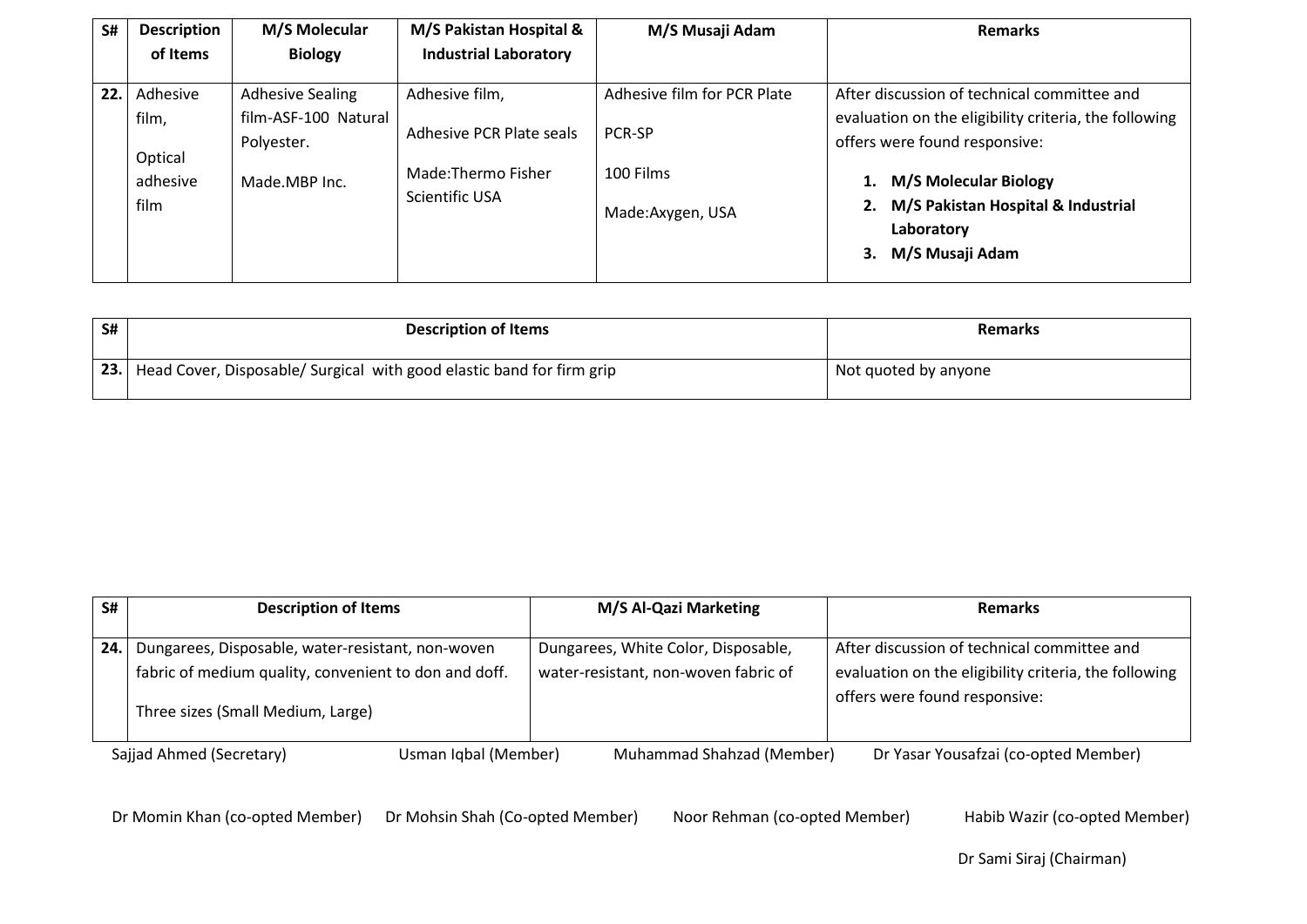| S# | Description of Items | M/S Molecular Biology | M/S Pakistan Hospital & Industrial Laboratory | M/S Musaji Adam | Remarks |
|---|---|---|---|---|---|
| 22. | Adhesive film,<br><br>Optical adhesive film | Adhesive Sealing film-ASF-100 Natural Polyester.<br><br>Made.MBP Inc. | Adhesive film,<br><br>Adhesive PCR Plate seals<br><br>Made:Thermo Fisher Scientific USA | Adhesive film for PCR Plate<br><br>PCR-SP<br><br>100 Films<br><br>Made:Axygen, USA | After discussion of technical committee and evaluation on the eligibility criteria, the following offers were found responsive:<br>1. **M/S Molecular Biology**<br>2. **M/S Pakistan Hospital & Industrial Laboratory**<br>3. **M/S Musaji Adam** |

| S# | Description of Items | Remarks |
|---|---|---|
| 23. | Head Cover, Disposable/ Surgical with good elastic band for firm grip | Not quoted by anyone |

| S# | Description of Items | M/S Al-Qazi Marketing | Remarks |
|---|---|---|---|
| 24. | Dungarees, Disposable, water-resistant, non-woven fabric of medium quality, convenient to don and doff.<br><br>Three sizes (Small Medium, Large) | Dungarees, White Color, Disposable, water-resistant, non-woven fabric of | After discussion of technical committee and evaluation on the eligibility criteria, the following offers were found responsive: |

Sajjad Ahmed (Secretary) Usman Iqbal (Member) Muhammad Shahzad (Member) Dr Yasar Yousafzai (co-opted Member)

Dr Momin Khan (co-opted Member) Dr Mohsin Shah (Co-opted Member) Noor Rehman (co-opted Member) Habib Wazir (co-opted Member)

Dr Sami Siraj (Chairman)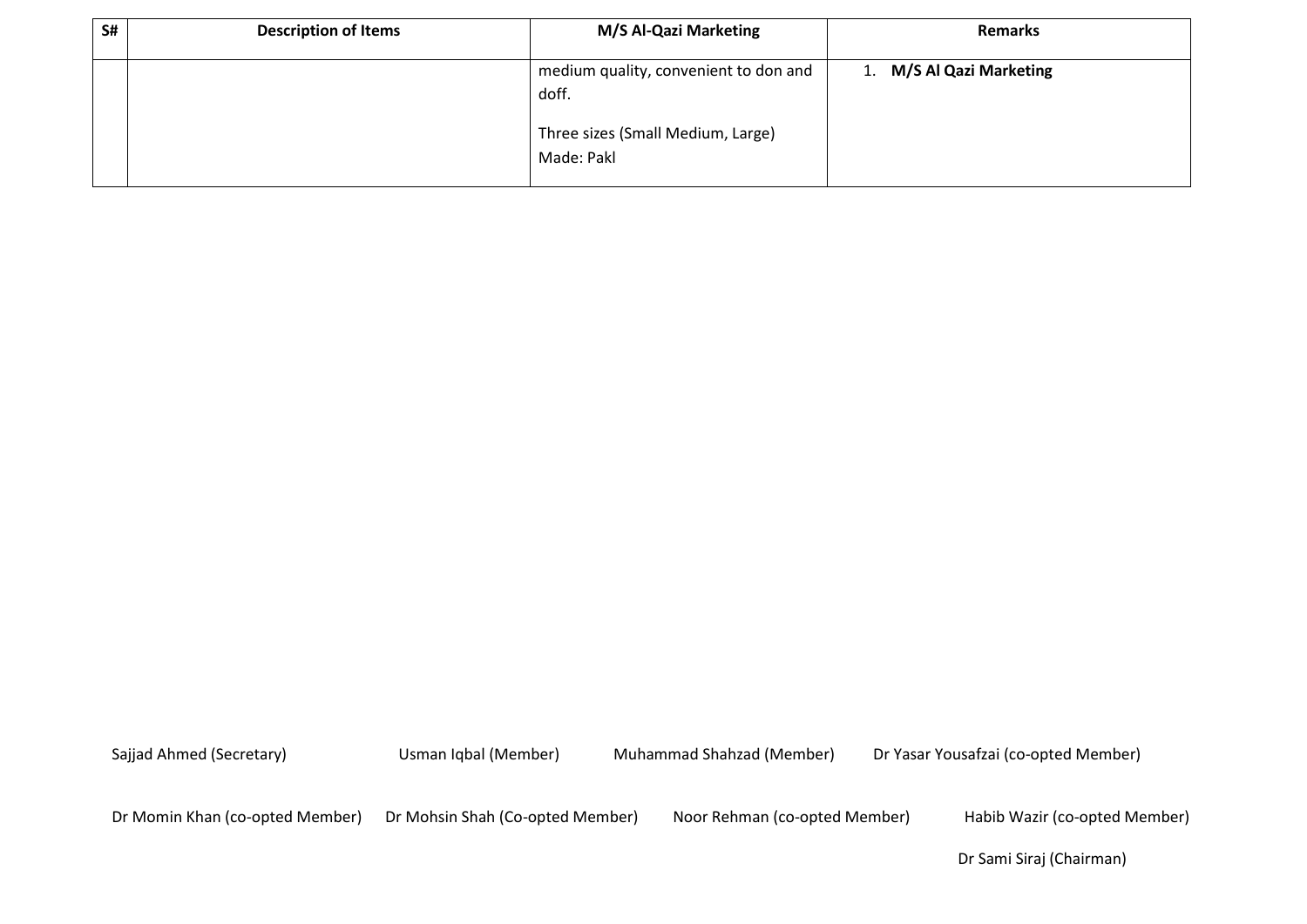| S# | Description of Items | M/S Al-Qazi Marketing | Remarks |
|---|---|---|---|
| | | medium quality, convenient to don and doff.<br><br>Three sizes (Small Medium, Large)<br>Made: Pakl | 1. **M/S Al Qazi Marketing** |

Sajjad Ahmed (Secretary) Usman Iqbal (Member) Muhammad Shahzad (Member) Dr Yasar Yousafzai (co-opted Member)

Dr Momin Khan (co-opted Member) Dr Mohsin Shah (Co-opted Member) Noor Rehman (co-opted Member) Habib Wazir (co-opted Member)

Dr Sami Siraj (Chairman)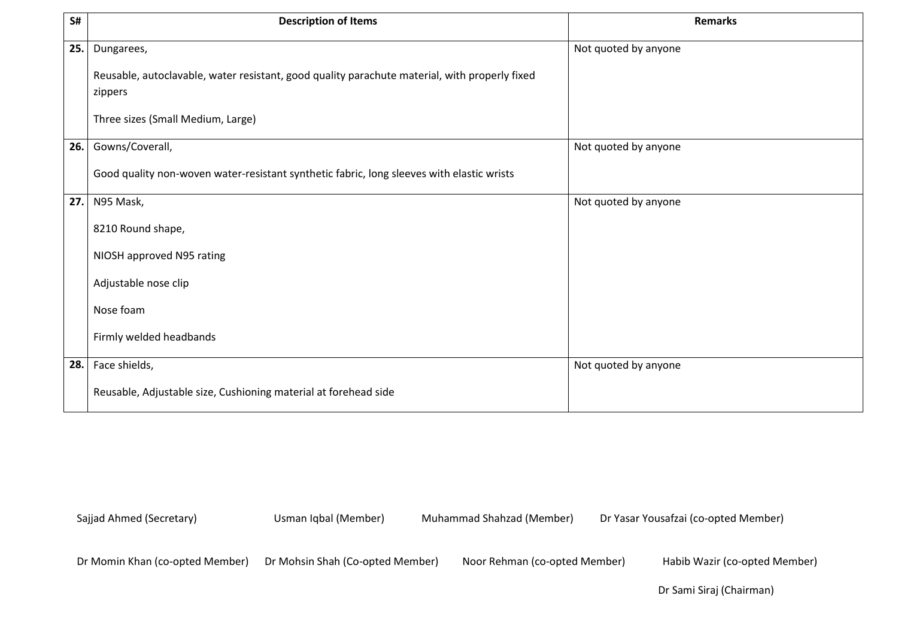| S# | Description of Items | Remarks |
|---|---|---|
| **25.** | Dungarees,<br><br>Reusable, autoclavable, water resistant, good quality parachute material, with properly fixed zippers<br><br>Three sizes (Small Medium, Large) | Not quoted by anyone |
| **26.** | Gowns/Coverall,<br><br>Good quality non-woven water-resistant synthetic fabric, long sleeves with elastic wrists | Not quoted by anyone |
| **27.** | N95 Mask,<br><br>8210 Round shape,<br><br>NIOSH approved N95 rating<br><br>Adjustable nose clip<br><br>Nose foam<br><br>Firmly welded headbands | Not quoted by anyone |
| **28.** | Face shields,<br><br>Reusable, Adjustable size, Cushioning material at forehead side | Not quoted by anyone |

Sajjad Ahmed (Secretary) Usman Iqbal (Member) Muhammad Shahzad (Member) Dr Yasar Yousafzai (co-opted Member)

Dr Momin Khan (co-opted Member) Dr Mohsin Shah (Co-opted Member) Noor Rehman (co-opted Member) Habib Wazir (co-opted Member)

Dr Sami Siraj (Chairman)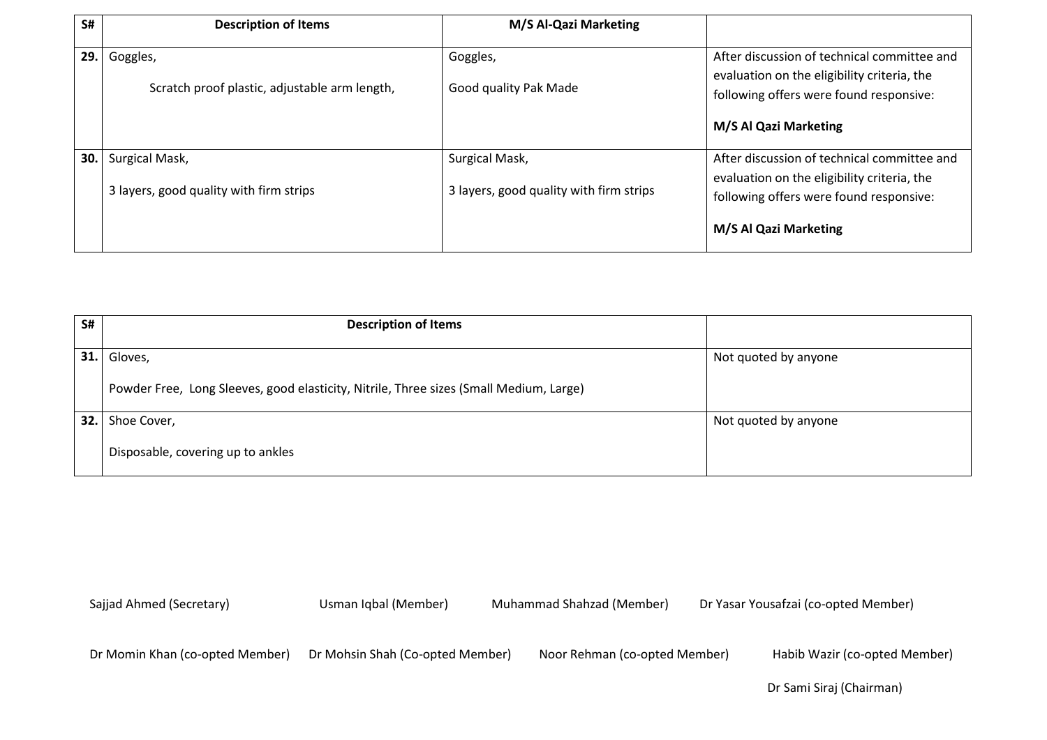| S# | Description of Items | M/S Al-Qazi Marketing | |
|---|---|---|---|
| 29. | Goggles,<br><br>Scratch proof plastic, adjustable arm length, | Goggles,<br><br>Good quality Pak Made | After discussion of technical committee and evaluation on the eligibility criteria, the following offers were found responsive:<br><br>**M/S Al Qazi Marketing** |
| 30. | Surgical Mask,<br><br>3 layers, good quality with firm strips | Surgical Mask,<br><br>3 layers, good quality with firm strips | After discussion of technical committee and evaluation on the eligibility criteria, the following offers were found responsive:<br><br>**M/S Al Qazi Marketing** |

| S# | Description of Items | |
|---|---|---|
| 31. | Gloves,<br><br>Powder Free, Long Sleeves, good elasticity, Nitrile, Three sizes (Small Medium, Large) | Not quoted by anyone |
| 32. | Shoe Cover,<br><br>Disposable, covering up to ankles | Not quoted by anyone |

Sajjad Ahmed (Secretary) Usman Iqbal (Member) Muhammad Shahzad (Member) Dr Yasar Yousafzai (co-opted Member)

Dr Momin Khan (co-opted Member) Dr Mohsin Shah (Co-opted Member) Noor Rehman (co-opted Member) Habib Wazir (co-opted Member)

Dr Sami Siraj (Chairman)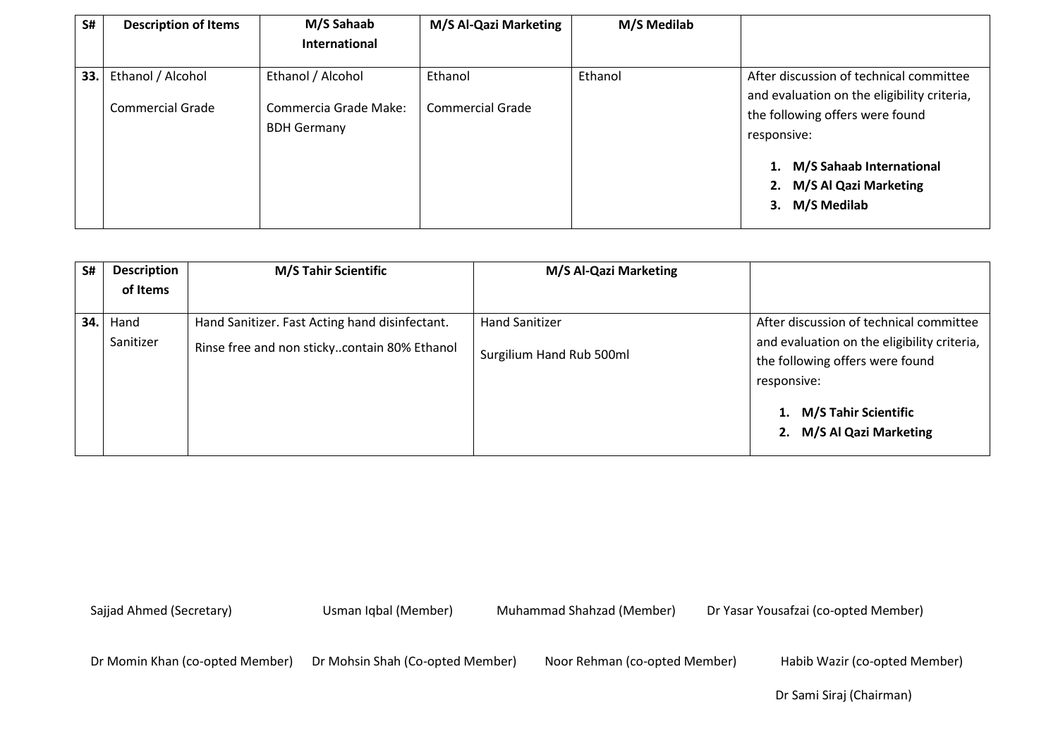| S# | Description of Items | M/S Sahaab International | M/S Al-Qazi Marketing | M/S Medilab | |
|---|---|---|---|---|---|
| 33. | Ethanol / Alcohol<br><br>Commercial Grade | Ethanol / Alcohol<br><br>Commercia Grade Make: BDH Germany | Ethanol<br><br>Commercial Grade | Ethanol | After discussion of technical committee and evaluation on the eligibility criteria, the following offers were found responsive:<br><br>1. **M/S Sahaab International**<br>2. **M/S Al Qazi Marketing**<br>3. **M/S Medilab** |

| S# | Description of Items | M/S Tahir Scientific | M/S Al-Qazi Marketing | |
|---|---|---|---|---|
| 34. | Hand Sanitizer | Hand Sanitizer. Fast Acting hand disinfectant.<br><br>Rinse free and non sticky..contain 80% Ethanol | Hand Sanitizer<br><br>Surgilium Hand Rub 500ml | After discussion of technical committee and evaluation on the eligibility criteria, the following offers were found responsive:<br><br>1. **M/S Tahir Scientific**<br>2. **M/S Al Qazi Marketing** |

Sajjad Ahmed (Secretary) Usman Iqbal (Member) Muhammad Shahzad (Member) Dr Yasar Yousafzai (co-opted Member)

Dr Momin Khan (co-opted Member) Dr Mohsin Shah (Co-opted Member) Noor Rehman (co-opted Member) Habib Wazir (co-opted Member)

Dr Sami Siraj (Chairman)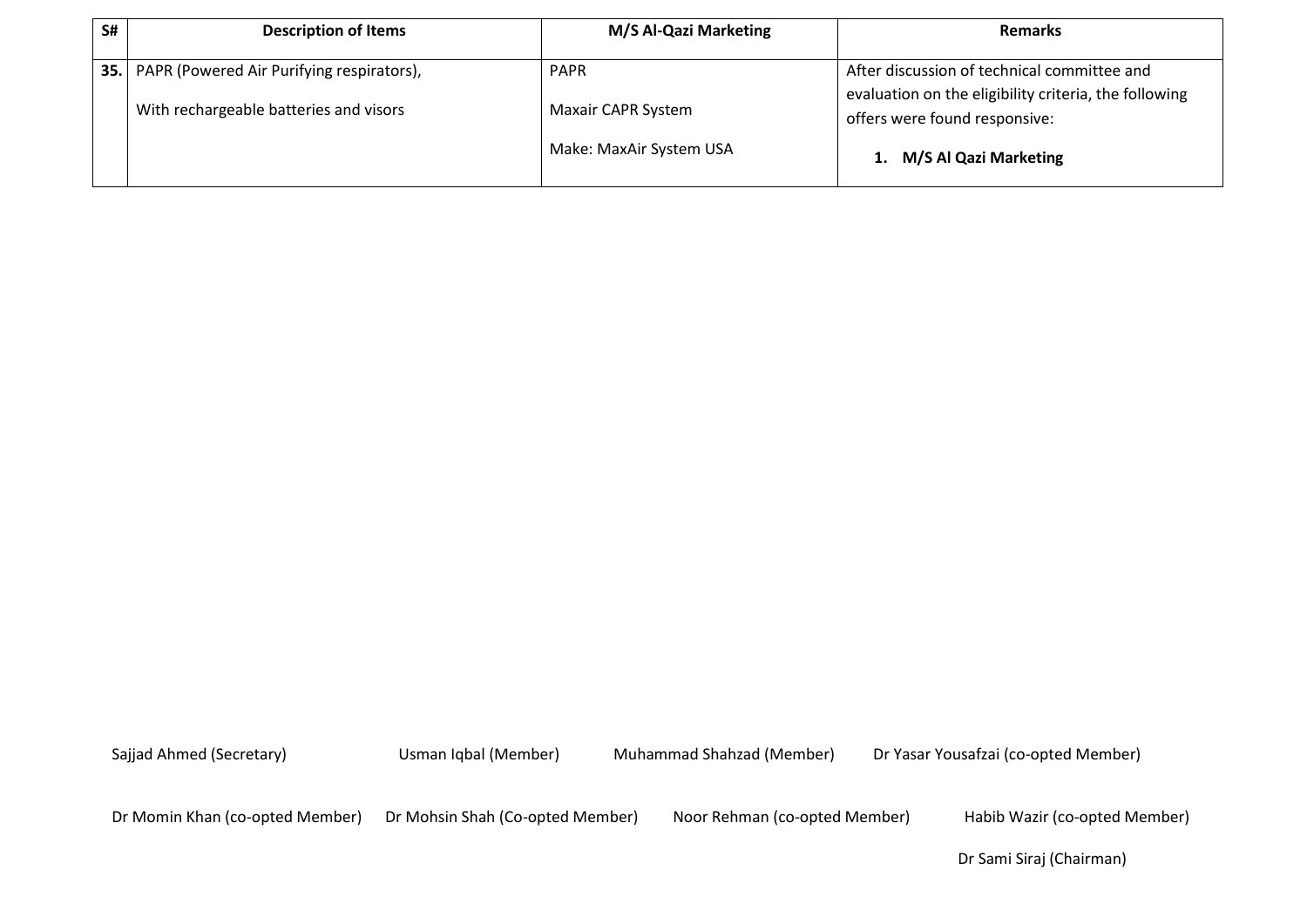| S# | Description of Items | M/S Al-Qazi Marketing | Remarks |
|---|---|---|---|
| **35.** | PAPR (Powered Air Purifying respirators),<br><br>With rechargeable batteries and visors | PAPR<br><br>Maxair CAPR System<br><br>Make: MaxAir System USA | After discussion of technical committee and evaluation on the eligibility criteria, the following offers were found responsive:<br><br>**1. M/S Al Qazi Marketing** |

Sajjad Ahmed (Secretary) Usman Iqbal (Member) Muhammad Shahzad (Member) Dr Yasar Yousafzai (co-opted Member)

Dr Momin Khan (co-opted Member) Dr Mohsin Shah (Co-opted Member) Noor Rehman (co-opted Member) Habib Wazir (co-opted Member)

Dr Sami Siraj (Chairman)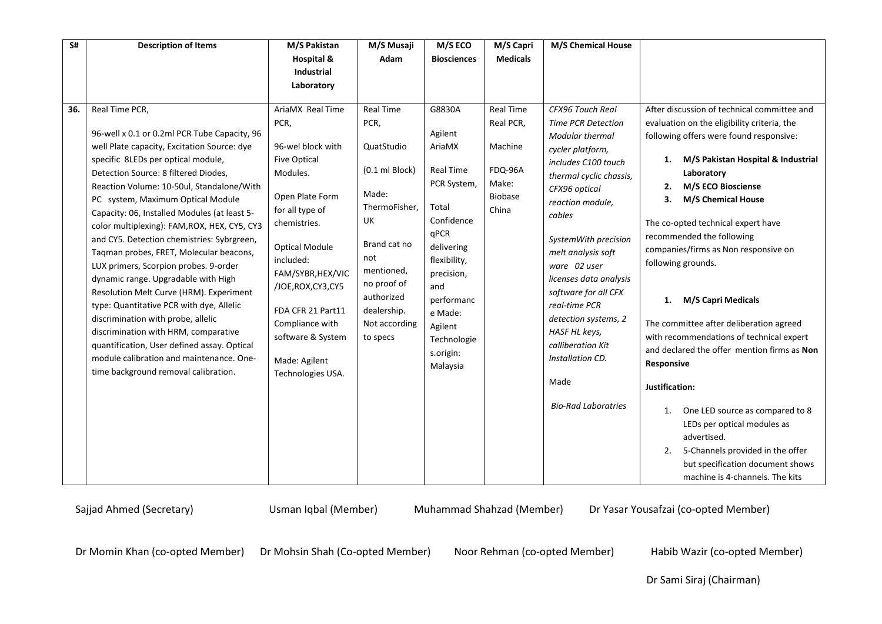| S# | Description of Items | M/S Pakistan Hospital & Industrial Laboratory | M/S Musaji Adam | M/S ECO Biosciences | M/S Capri Medicals | M/S Chemical House | |
|---|---|---|---|---|---|---|---|
| **36.** | Real Time PCR,<br><br>96-well x 0.1 or 0.2ml PCR Tube Capacity, 96 well Plate capacity, Excitation Source: dye specific 8LEDs per optical module, Detection Source: 8 filtered Diodes, Reaction Volume: 10-50ul, Standalone/With PC system, Maximum Optical Module Capacity: 06, Installed Modules (at least 5-color multiplexing): FAM,ROX, HEX, CY5, CY3 and CY5. Detection chemistries: Sybrgreen, Taqman probes, FRET, Molecular beacons, LUX primers, Scorpion probes. 9-order dynamic range. Upgradable with High Resolution Melt Curve (HRM). Experiment type: Quantitative PCR with dye, Allelic discrimination with probe, allelic discrimination with HRM, comparative quantification, User defined assay. Optical module calibration and maintenance. One-time background removal calibration. | AriaMX Real Time PCR,<br><br>96-wel block with Five Optical Modules.<br><br>Open Plate Form for all type of chemistries.<br><br>Optical Module included: FAM/SYBR,HEX/VIC/JOE,ROX,CY3,CY5<br><br>FDA CFR 21 Part11 Compliance with software & System<br><br>Made: Agilent Technologies USA. | Real Time PCR,<br><br>QuatStudio<br><br>(0.1 ml Block)<br><br>Made: ThermoFisher, UK<br><br>Brand cat no not mentioned, no proof of authorized dealership. Not according to specs | G8830A<br><br>Agilent AriaMX<br><br>Real Time PCR System,<br><br>Total Confidence qPCR delivering flexibility, precision, and performance Made: Agilent Technologies.origin: Malaysia | Real Time Real PCR,<br><br>Machine<br><br>FDQ-96A Make: Biobase China | *CFX96 Touch Real Time PCR Detection Modular thermal cycler platform, includes C100 touch thermal cyclic chassis, CFX96 optical reaction module, cables*<br><br>*SystemWith precision melt analysis soft ware 02 user licenses data analysis software for all CFX real-time PCR detection systems, 2 HASF HL keys, calliberation Kit Installation CD.*<br><br>Made<br><br>*Bio-Rad Laboratries* | After discussion of technical committee and evaluation on the eligibility criteria, the following offers were found responsive:<br><br>1. **M/S Pakistan Hospital & Industrial Laboratory**<br>2. **M/S ECO Biosciense**<br>3. **M/S Chemical House**<br><br>The co-opted technical expert have recommended the following companies/firms as Non responsive on following grounds.<br><br>1. **M/S Capri Medicals**<br><br>The committee after deliberation agreed with recommendations of technical expert and declared the offer mention firms as **Non Responsive**<br><br>**Justification:**<br><br>1. One LED source as compared to 8 LEDs per optical modules as advertised.<br>2. 5-Channels provided in the offer but specification document shows machine is 4-channels. The kits |

Sajjad Ahmed (Secretary) Usman Iqbal (Member) Muhammad Shahzad (Member) Dr Yasar Yousafzai (co-opted Member)

Dr Momin Khan (co-opted Member) Dr Mohsin Shah (Co-opted Member) Noor Rehman (co-opted Member) Habib Wazir (co-opted Member)

Dr Sami Siraj (Chairman)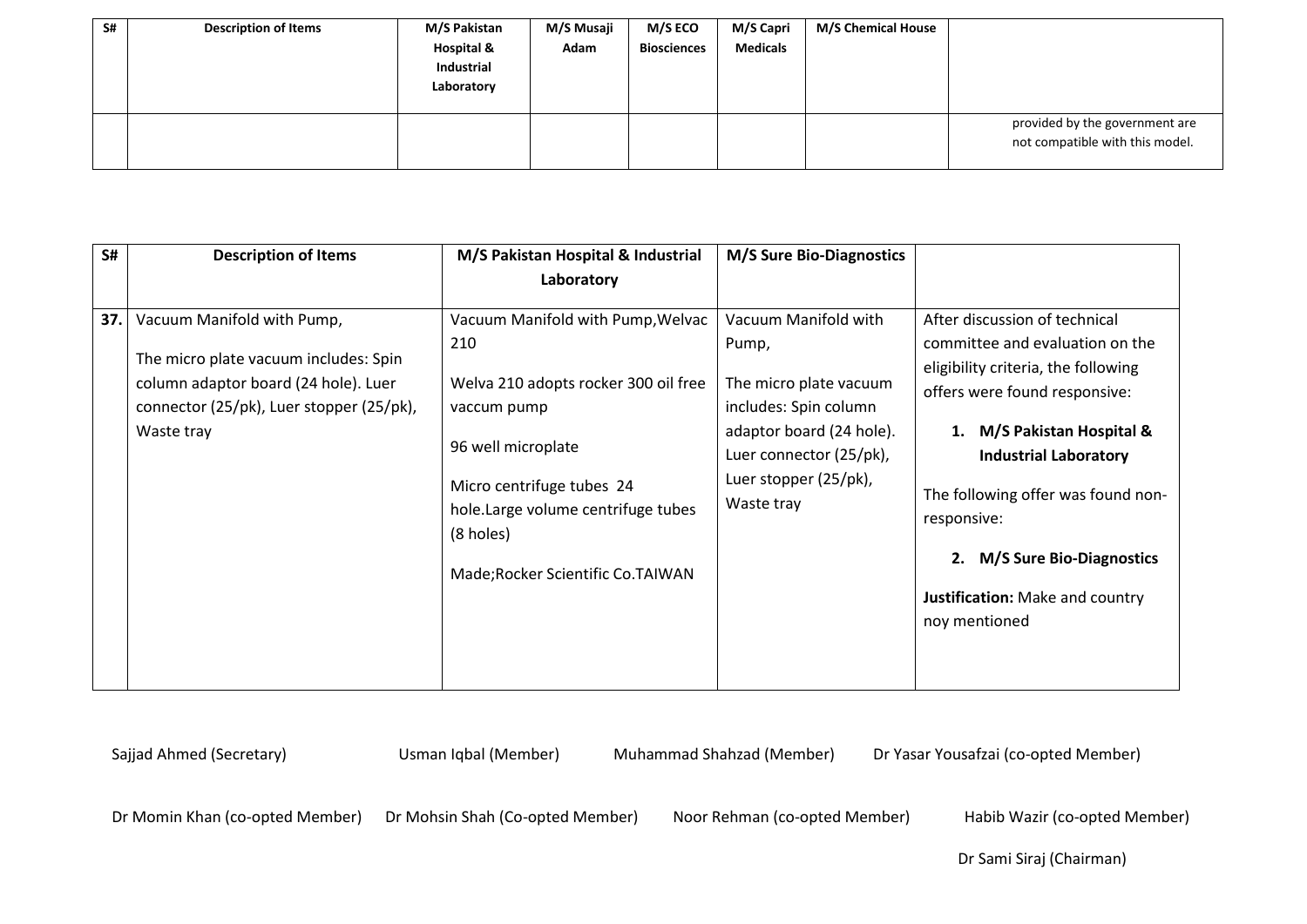| S# | Description of Items | M/S Pakistan Hospital & Industrial Laboratory | M/S Musaji Adam | M/S ECO Biosciences | M/S Capri Medicals | M/S Chemical House | |
|---|---|---|---|---|---|---|---|
| | | | | | | | provided by the government are not compatible with this model. |

| S# | Description of Items | M/S Pakistan Hospital & Industrial Laboratory | M/S Sure Bio-Diagnostics | |
|---|---|---|---|---|
| 37. | Vacuum Manifold with Pump,<br><br>The micro plate vacuum includes: Spin column adaptor board (24 hole). Luer connector (25/pk), Luer stopper (25/pk), Waste tray | Vacuum Manifold with Pump,Welvac 210<br><br>Welva 210 adopts rocker 300 oil free vaccum pump<br><br>96 well microplate<br><br>Micro centrifuge tubes 24 hole.Large volume centrifuge tubes (8 holes)<br><br>Made;Rocker Scientific Co.TAIWAN | Vacuum Manifold with Pump,<br><br>The micro plate vacuum includes: Spin column adaptor board (24 hole). Luer connector (25/pk), Luer stopper (25/pk), Waste tray | After discussion of technical committee and evaluation on the eligibility criteria, the following offers were found responsive:<br><br>**1. M/S Pakistan Hospital & Industrial Laboratory**<br><br>The following offer was found non-responsive:<br><br>**2. M/S Sure Bio-Diagnostics**<br><br>**Justification:** Make and country noy mentioned |

Sajjad Ahmed (Secretary) Usman Iqbal (Member) Muhammad Shahzad (Member) Dr Yasar Yousafzai (co-opted Member)

Dr Momin Khan (co-opted Member) Dr Mohsin Shah (Co-opted Member) Noor Rehman (co-opted Member) Habib Wazir (co-opted Member)

Dr Sami Siraj (Chairman)